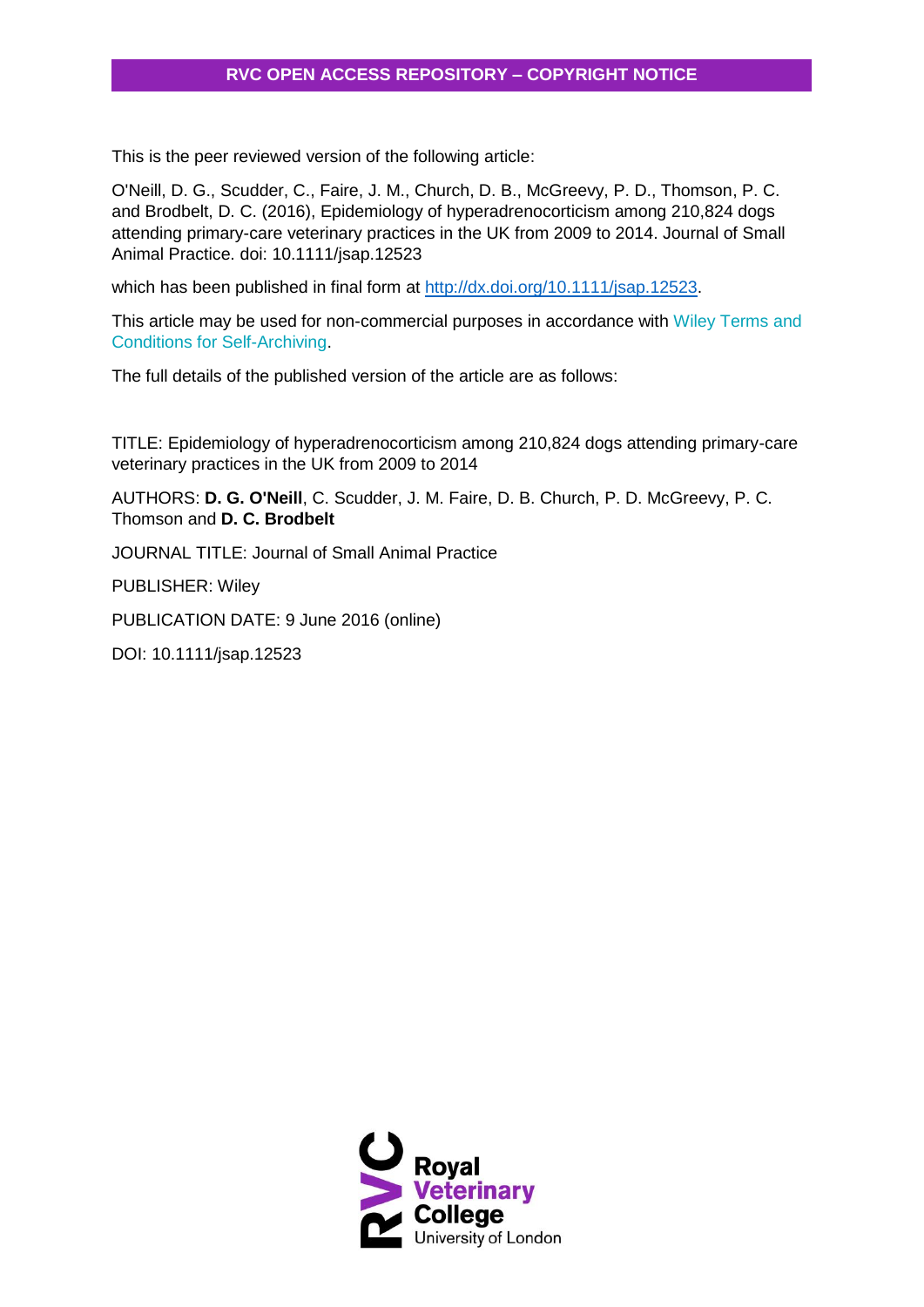## RVC OPEN ACCESS REPOSITORY – COPYRIGHT NOTICE

This is the peer reviewed version of the following article:

O'Neill, D. G., Scudder, C., Faire, J. M., Church, D. B., McGreevy, P. D., Thomson, P. C. and Brodbelt, D. C. (2016), Epidemiology of hyperadrenocorticism among 210,824 dogs attending primary-care veterinary practices in the UK from 2009 to 2014. Journal of Small Animal Practice. doi: 10.1111/jsap.12523

which has been published in final form at http://dx.doi.org/10.1111/jsap.12523.

This article may be used for non-commercial purposes in accordance with Wiley Terms and Conditions for Self-Archiving.

The full details of the published version of the article are as follows:

TITLE: Epidemiology of hyperadrenocorticism among 210,824 dogs attending primary-care veterinary practices in the UK from 2009 to 2014

AUTHORS: **D. G. O'Neill**, C. Scudder, J. M. Faire, D. B. Church, P. D. McGreevy, P. C. Thomson and **D. C. Brodbelt**

JOURNAL TITLE: Journal of Small Animal Practice

PUBLISHER: Wiley

PUBLICATION DATE: 9 June 2016 (online)

DOI: 10.1111/jsap.12523

Royal Veterinary College
University of London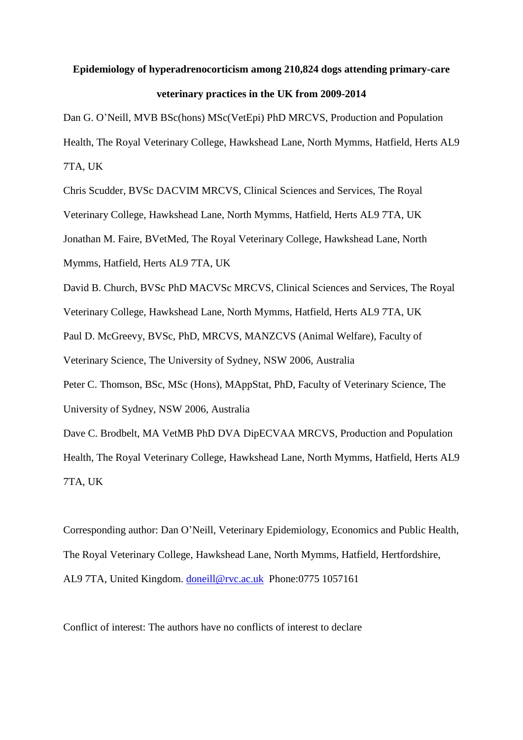# Epidemiology of hyperadrenocorticism among 210,824 dogs attending primary-care veterinary practices in the UK from 2009-2014

Dan G. O'Neill, MVB BSc(hons) MSc(VetEpi) PhD MRCVS, Production and Population Health, The Royal Veterinary College, Hawkshead Lane, North Mymms, Hatfield, Herts AL9 7TA, UK

Chris Scudder, BVSc DACVIM MRCVS, Clinical Sciences and Services, The Royal Veterinary College, Hawkshead Lane, North Mymms, Hatfield, Herts AL9 7TA, UK

Jonathan M. Faire, BVetMed, The Royal Veterinary College, Hawkshead Lane, North Mymms, Hatfield, Herts AL9 7TA, UK

David B. Church, BVSc PhD MACVSc MRCVS, Clinical Sciences and Services, The Royal Veterinary College, Hawkshead Lane, North Mymms, Hatfield, Herts AL9 7TA, UK

Paul D. McGreevy, BVSc, PhD, MRCVS, MANZCVS (Animal Welfare), Faculty of Veterinary Science, The University of Sydney, NSW 2006, Australia

Peter C. Thomson, BSc, MSc (Hons), MAppStat, PhD, Faculty of Veterinary Science, The University of Sydney, NSW 2006, Australia

Dave C. Brodbelt, MA VetMB PhD DVA DipECVAA MRCVS, Production and Population Health, The Royal Veterinary College, Hawkshead Lane, North Mymms, Hatfield, Herts AL9 7TA, UK

Corresponding author: Dan O'Neill, Veterinary Epidemiology, Economics and Public Health, The Royal Veterinary College, Hawkshead Lane, North Mymms, Hatfield, Hertfordshire, AL9 7TA, United Kingdom. doneill@rvc.ac.uk Phone:0775 1057161

Conflict of interest: The authors have no conflicts of interest to declare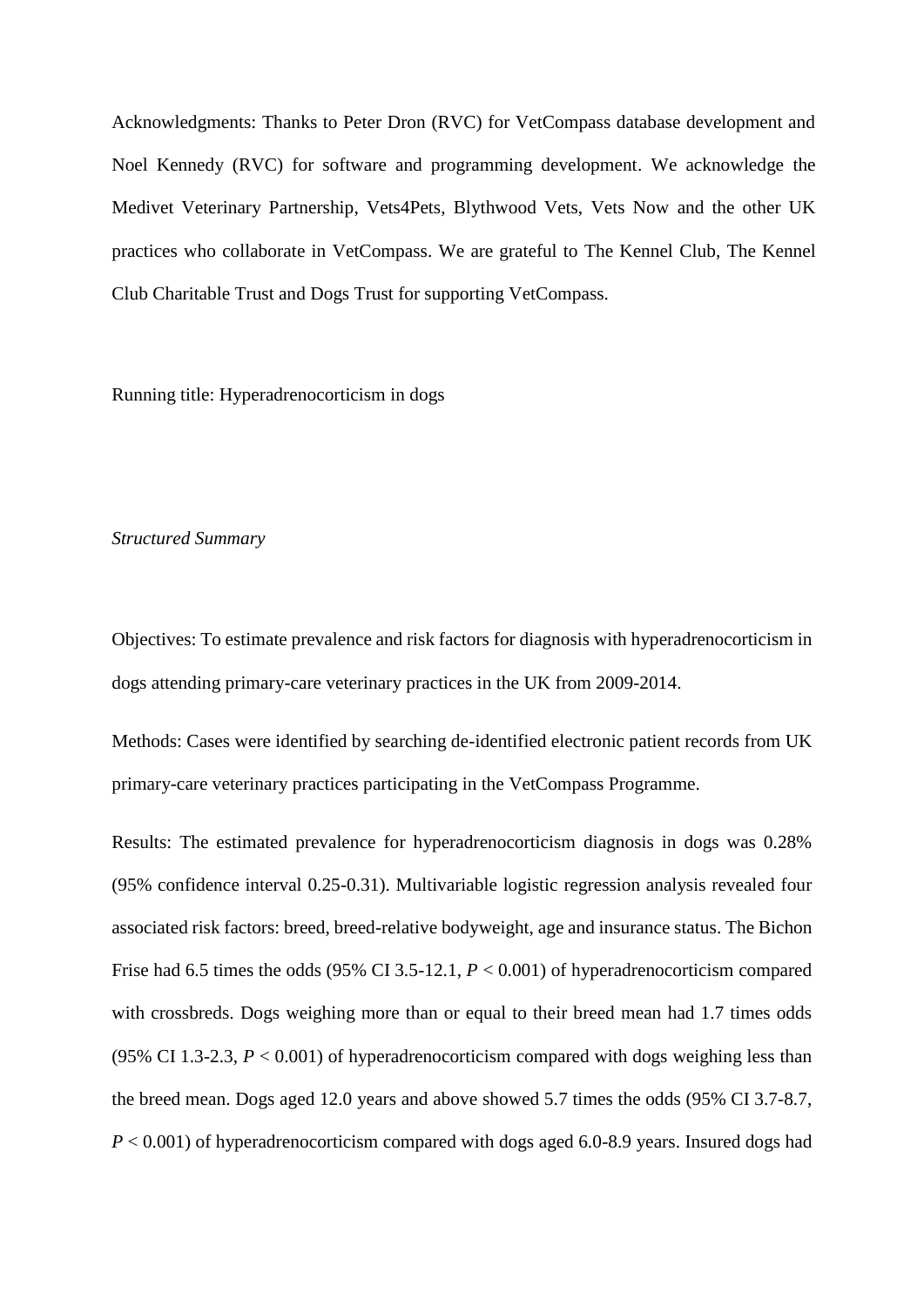Acknowledgments: Thanks to Peter Dron (RVC) for VetCompass database development and Noel Kennedy (RVC) for software and programming development. We acknowledge the Medivet Veterinary Partnership, Vets4Pets, Blythwood Vets, Vets Now and the other UK practices who collaborate in VetCompass. We are grateful to The Kennel Club, The Kennel Club Charitable Trust and Dogs Trust for supporting VetCompass.

Running title: Hyperadrenocorticism in dogs

*Structured Summary*

Objectives: To estimate prevalence and risk factors for diagnosis with hyperadrenocorticism in dogs attending primary-care veterinary practices in the UK from 2009-2014.

Methods: Cases were identified by searching de-identified electronic patient records from UK primary-care veterinary practices participating in the VetCompass Programme.

Results: The estimated prevalence for hyperadrenocorticism diagnosis in dogs was 0.28% (95% confidence interval 0.25-0.31). Multivariable logistic regression analysis revealed four associated risk factors: breed, breed-relative bodyweight, age and insurance status. The Bichon Frise had 6.5 times the odds (95% CI 3.5-12.1, $P < 0.001$) of hyperadrenocorticism compared with crossbreds. Dogs weighing more than or equal to their breed mean had 1.7 times odds (95% CI 1.3-2.3, $P < 0.001$) of hyperadrenocorticism compared with dogs weighing less than the breed mean. Dogs aged 12.0 years and above showed 5.7 times the odds (95% CI 3.7-8.7, $P < 0.001$) of hyperadrenocorticism compared with dogs aged 6.0-8.9 years. Insured dogs had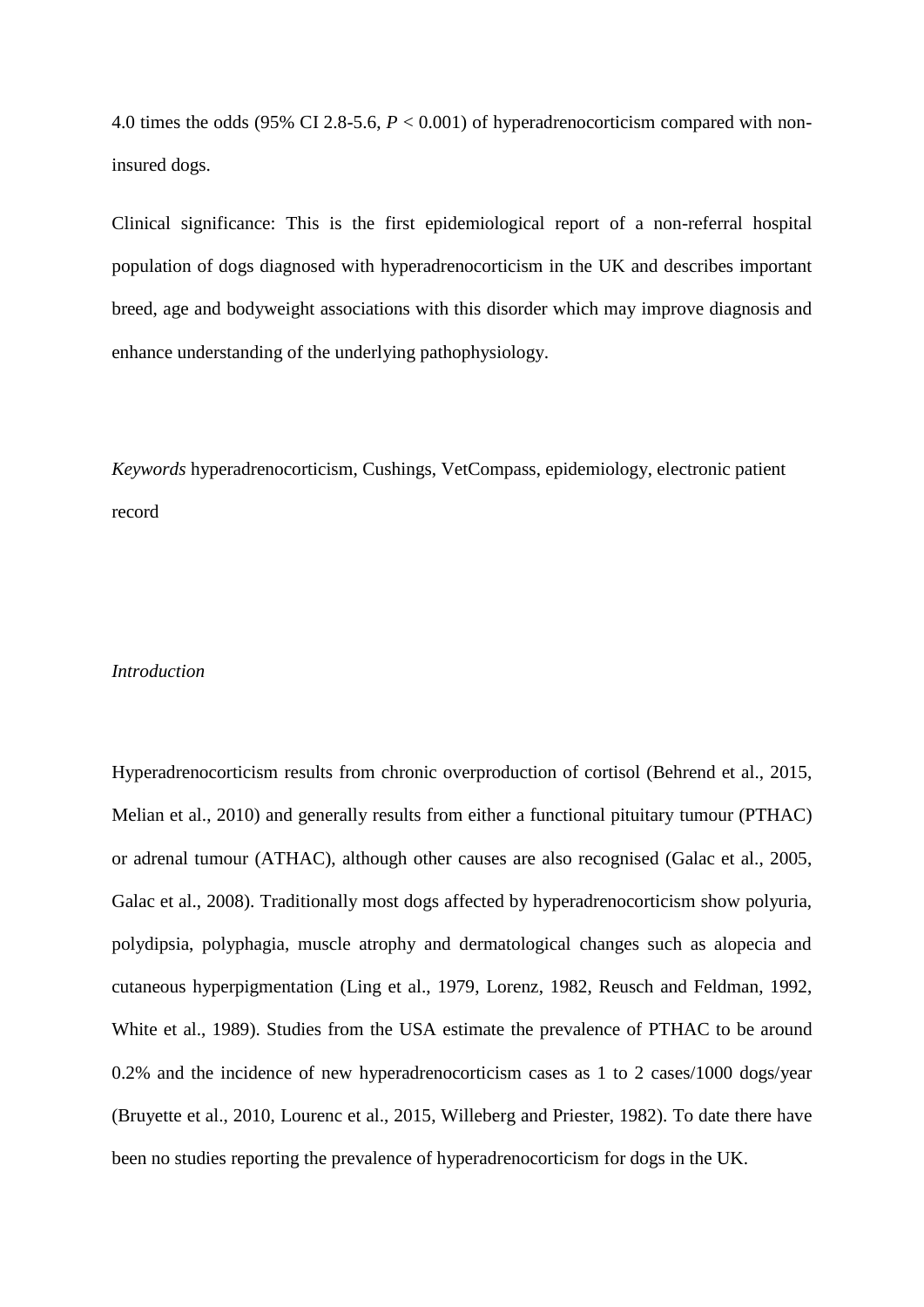4.0 times the odds (95% CI 2.8-5.6, $P < 0.001$) of hyperadrenocorticism compared with non-insured dogs.

Clinical significance: This is the first epidemiological report of a non-referral hospital population of dogs diagnosed with hyperadrenocorticism in the UK and describes important breed, age and bodyweight associations with this disorder which may improve diagnosis and enhance understanding of the underlying pathophysiology.

*Keywords* hyperadrenocorticism, Cushings, VetCompass, epidemiology, electronic patient record

## *Introduction*

Hyperadrenocorticism results from chronic overproduction of cortisol (Behrend et al., 2015, Melian et al., 2010) and generally results from either a functional pituitary tumour (PTHAC) or adrenal tumour (ATHAC), although other causes are also recognised (Galac et al., 2005, Galac et al., 2008). Traditionally most dogs affected by hyperadrenocorticism show polyuria, polydipsia, polyphagia, muscle atrophy and dermatological changes such as alopecia and cutaneous hyperpigmentation (Ling et al., 1979, Lorenz, 1982, Reusch and Feldman, 1992, White et al., 1989). Studies from the USA estimate the prevalence of PTHAC to be around 0.2% and the incidence of new hyperadrenocorticism cases as 1 to 2 cases/1000 dogs/year (Bruyette et al., 2010, Lourenc et al., 2015, Willeberg and Priester, 1982). To date there have been no studies reporting the prevalence of hyperadrenocorticism for dogs in the UK.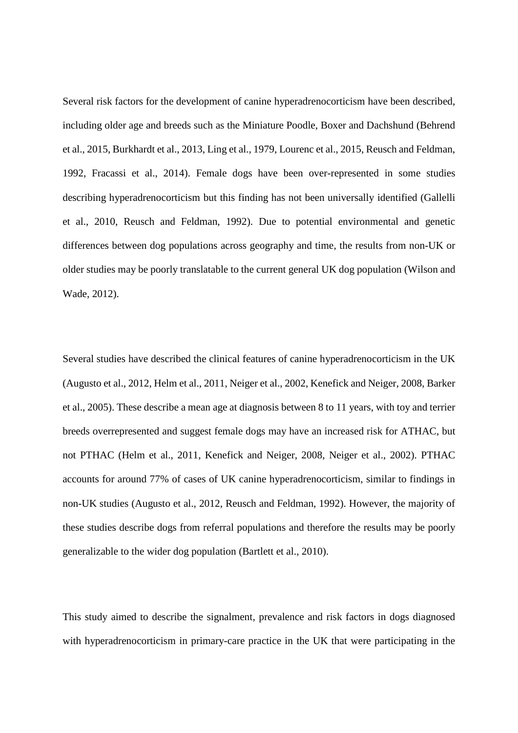Several risk factors for the development of canine hyperadrenocorticism have been described, including older age and breeds such as the Miniature Poodle, Boxer and Dachshund (Behrend et al., 2015, Burkhardt et al., 2013, Ling et al., 1979, Lourenc et al., 2015, Reusch and Feldman, 1992, Fracassi et al., 2014). Female dogs have been over-represented in some studies describing hyperadrenocorticism but this finding has not been universally identified (Gallelli et al., 2010, Reusch and Feldman, 1992). Due to potential environmental and genetic differences between dog populations across geography and time, the results from non-UK or older studies may be poorly translatable to the current general UK dog population (Wilson and Wade, 2012).

Several studies have described the clinical features of canine hyperadrenocorticism in the UK (Augusto et al., 2012, Helm et al., 2011, Neiger et al., 2002, Kenefick and Neiger, 2008, Barker et al., 2005). These describe a mean age at diagnosis between 8 to 11 years, with toy and terrier breeds overrepresented and suggest female dogs may have an increased risk for ATHAC, but not PTHAC (Helm et al., 2011, Kenefick and Neiger, 2008, Neiger et al., 2002). PTHAC accounts for around 77% of cases of UK canine hyperadrenocorticism, similar to findings in non-UK studies (Augusto et al., 2012, Reusch and Feldman, 1992). However, the majority of these studies describe dogs from referral populations and therefore the results may be poorly generalizable to the wider dog population (Bartlett et al., 2010).

This study aimed to describe the signalment, prevalence and risk factors in dogs diagnosed with hyperadrenocorticism in primary-care practice in the UK that were participating in the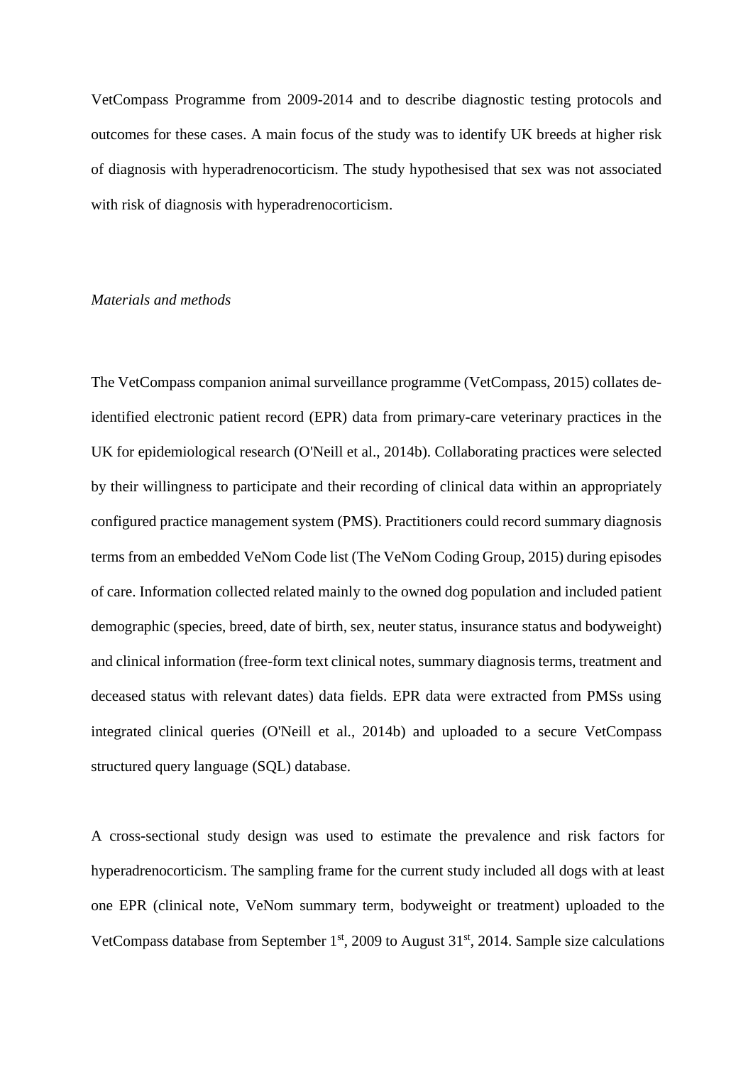VetCompass Programme from 2009-2014 and to describe diagnostic testing protocols and outcomes for these cases. A main focus of the study was to identify UK breeds at higher risk of diagnosis with hyperadrenocorticism. The study hypothesised that sex was not associated with risk of diagnosis with hyperadrenocorticism.

## *Materials and methods*

The VetCompass companion animal surveillance programme (VetCompass, 2015) collates de-identified electronic patient record (EPR) data from primary-care veterinary practices in the UK for epidemiological research (O'Neill et al., 2014b). Collaborating practices were selected by their willingness to participate and their recording of clinical data within an appropriately configured practice management system (PMS). Practitioners could record summary diagnosis terms from an embedded VeNom Code list (The VeNom Coding Group, 2015) during episodes of care. Information collected related mainly to the owned dog population and included patient demographic (species, breed, date of birth, sex, neuter status, insurance status and bodyweight) and clinical information (free-form text clinical notes, summary diagnosis terms, treatment and deceased status with relevant dates) data fields. EPR data were extracted from PMSs using integrated clinical queries (O'Neill et al., 2014b) and uploaded to a secure VetCompass structured query language (SQL) database.

A cross-sectional study design was used to estimate the prevalence and risk factors for hyperadrenocorticism. The sampling frame for the current study included all dogs with at least one EPR (clinical note, VeNom summary term, bodyweight or treatment) uploaded to the VetCompass database from September 1st, 2009 to August 31st, 2014. Sample size calculations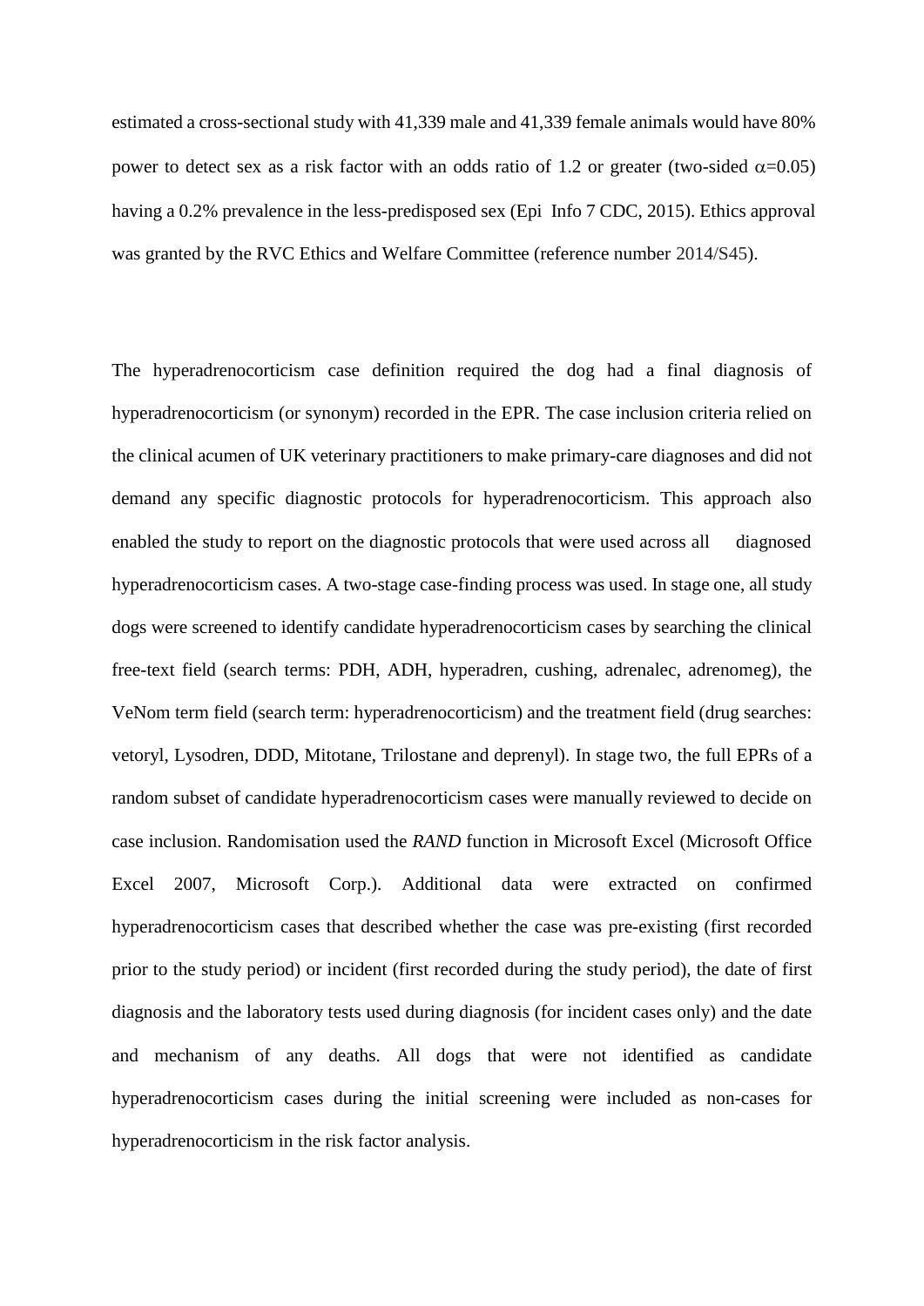estimated a cross-sectional study with 41,339 male and 41,339 female animals would have 80% power to detect sex as a risk factor with an odds ratio of 1.2 or greater (two-sided $\alpha$=0.05) having a 0.2% prevalence in the less-predisposed sex (Epi Info 7 CDC, 2015). Ethics approval was granted by the RVC Ethics and Welfare Committee (reference number 2014/S45).

The hyperadrenocorticism case definition required the dog had a final diagnosis of hyperadrenocorticism (or synonym) recorded in the EPR. The case inclusion criteria relied on the clinical acumen of UK veterinary practitioners to make primary-care diagnoses and did not demand any specific diagnostic protocols for hyperadrenocorticism. This approach also enabled the study to report on the diagnostic protocols that were used across all diagnosed hyperadrenocorticism cases. A two-stage case-finding process was used. In stage one, all study dogs were screened to identify candidate hyperadrenocorticism cases by searching the clinical free-text field (search terms: PDH, ADH, hyperadren, cushing, adrenalec, adrenomeg), the VeNom term field (search term: hyperadrenocorticism) and the treatment field (drug searches: vetoryl, Lysodren, DDD, Mitotane, Trilostane and deprenyl). In stage two, the full EPRs of a random subset of candidate hyperadrenocorticism cases were manually reviewed to decide on case inclusion. Randomisation used the *RAND* function in Microsoft Excel (Microsoft Office Excel 2007, Microsoft Corp.). Additional data were extracted on confirmed hyperadrenocorticism cases that described whether the case was pre-existing (first recorded prior to the study period) or incident (first recorded during the study period), the date of first diagnosis and the laboratory tests used during diagnosis (for incident cases only) and the date and mechanism of any deaths. All dogs that were not identified as candidate hyperadrenocorticism cases during the initial screening were included as non-cases for hyperadrenocorticism in the risk factor analysis.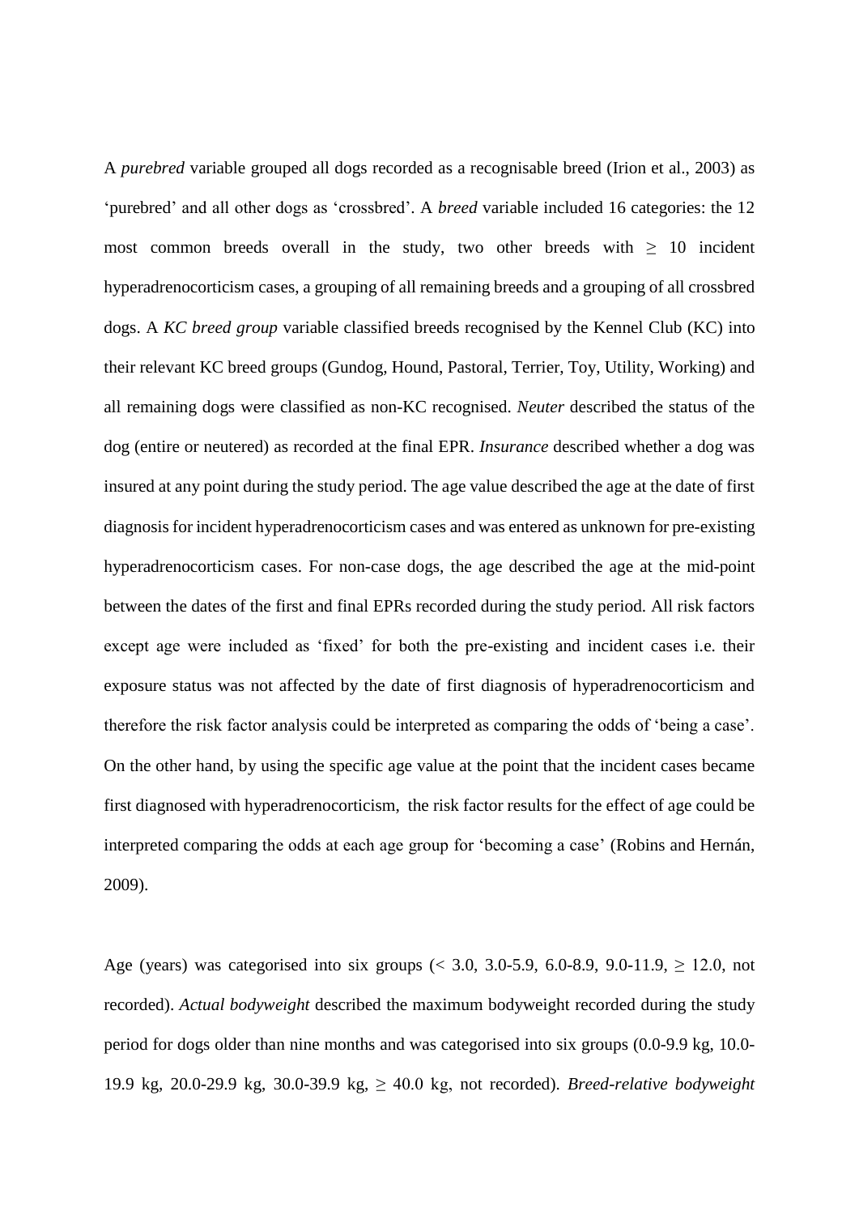A *purebred* variable grouped all dogs recorded as a recognisable breed (Irion et al., 2003) as 'purebred' and all other dogs as 'crossbred'. A *breed* variable included 16 categories: the 12 most common breeds overall in the study, two other breeds with ≥ 10 incident hyperadrenocorticism cases, a grouping of all remaining breeds and a grouping of all crossbred dogs. A *KC breed group* variable classified breeds recognised by the Kennel Club (KC) into their relevant KC breed groups (Gundog, Hound, Pastoral, Terrier, Toy, Utility, Working) and all remaining dogs were classified as non-KC recognised. *Neuter* described the status of the dog (entire or neutered) as recorded at the final EPR. *Insurance* described whether a dog was insured at any point during the study period. The age value described the age at the date of first diagnosis for incident hyperadrenocorticism cases and was entered as unknown for pre-existing hyperadrenocorticism cases. For non-case dogs, the age described the age at the mid-point between the dates of the first and final EPRs recorded during the study period. All risk factors except age were included as 'fixed' for both the pre-existing and incident cases i.e. their exposure status was not affected by the date of first diagnosis of hyperadrenocorticism and therefore the risk factor analysis could be interpreted as comparing the odds of 'being a case'. On the other hand, by using the specific age value at the point that the incident cases became first diagnosed with hyperadrenocorticism, the risk factor results for the effect of age could be interpreted comparing the odds at each age group for 'becoming a case' (Robins and Hernán, 2009).

Age (years) was categorised into six groups (< 3.0, 3.0-5.9, 6.0-8.9, 9.0-11.9, ≥ 12.0, not recorded). *Actual bodyweight* described the maximum bodyweight recorded during the study period for dogs older than nine months and was categorised into six groups (0.0-9.9 kg, 10.0-19.9 kg, 20.0-29.9 kg, 30.0-39.9 kg, ≥ 40.0 kg, not recorded). *Breed-relative bodyweight*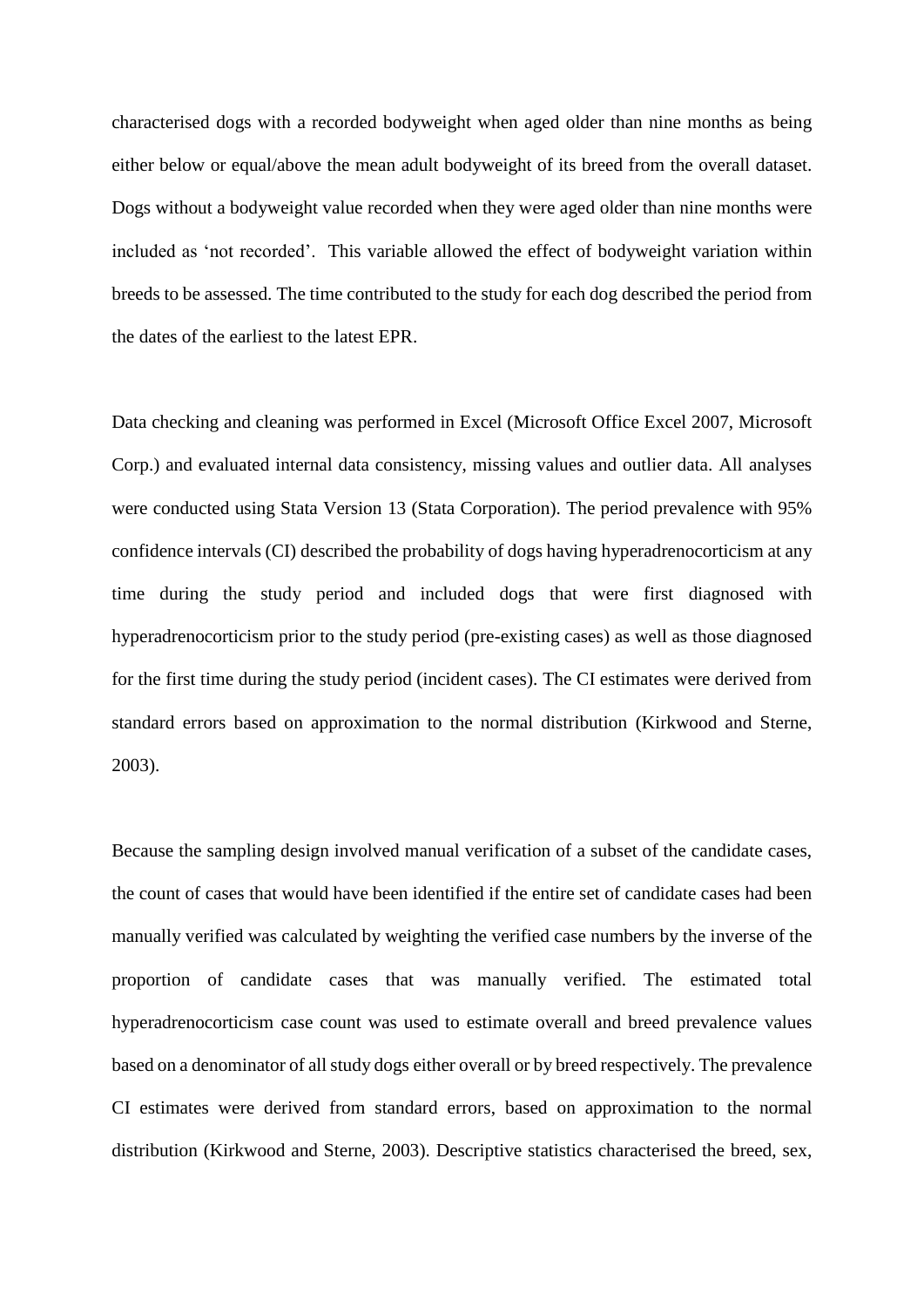characterised dogs with a recorded bodyweight when aged older than nine months as being either below or equal/above the mean adult bodyweight of its breed from the overall dataset. Dogs without a bodyweight value recorded when they were aged older than nine months were included as 'not recorded'. This variable allowed the effect of bodyweight variation within breeds to be assessed. The time contributed to the study for each dog described the period from the dates of the earliest to the latest EPR.

Data checking and cleaning was performed in Excel (Microsoft Office Excel 2007, Microsoft Corp.) and evaluated internal data consistency, missing values and outlier data. All analyses were conducted using Stata Version 13 (Stata Corporation). The period prevalence with 95% confidence intervals (CI) described the probability of dogs having hyperadrenocorticism at any time during the study period and included dogs that were first diagnosed with hyperadrenocorticism prior to the study period (pre-existing cases) as well as those diagnosed for the first time during the study period (incident cases). The CI estimates were derived from standard errors based on approximation to the normal distribution (Kirkwood and Sterne, 2003).

Because the sampling design involved manual verification of a subset of the candidate cases, the count of cases that would have been identified if the entire set of candidate cases had been manually verified was calculated by weighting the verified case numbers by the inverse of the proportion of candidate cases that was manually verified. The estimated total hyperadrenocorticism case count was used to estimate overall and breed prevalence values based on a denominator of all study dogs either overall or by breed respectively. The prevalence CI estimates were derived from standard errors, based on approximation to the normal distribution (Kirkwood and Sterne, 2003). Descriptive statistics characterised the breed, sex,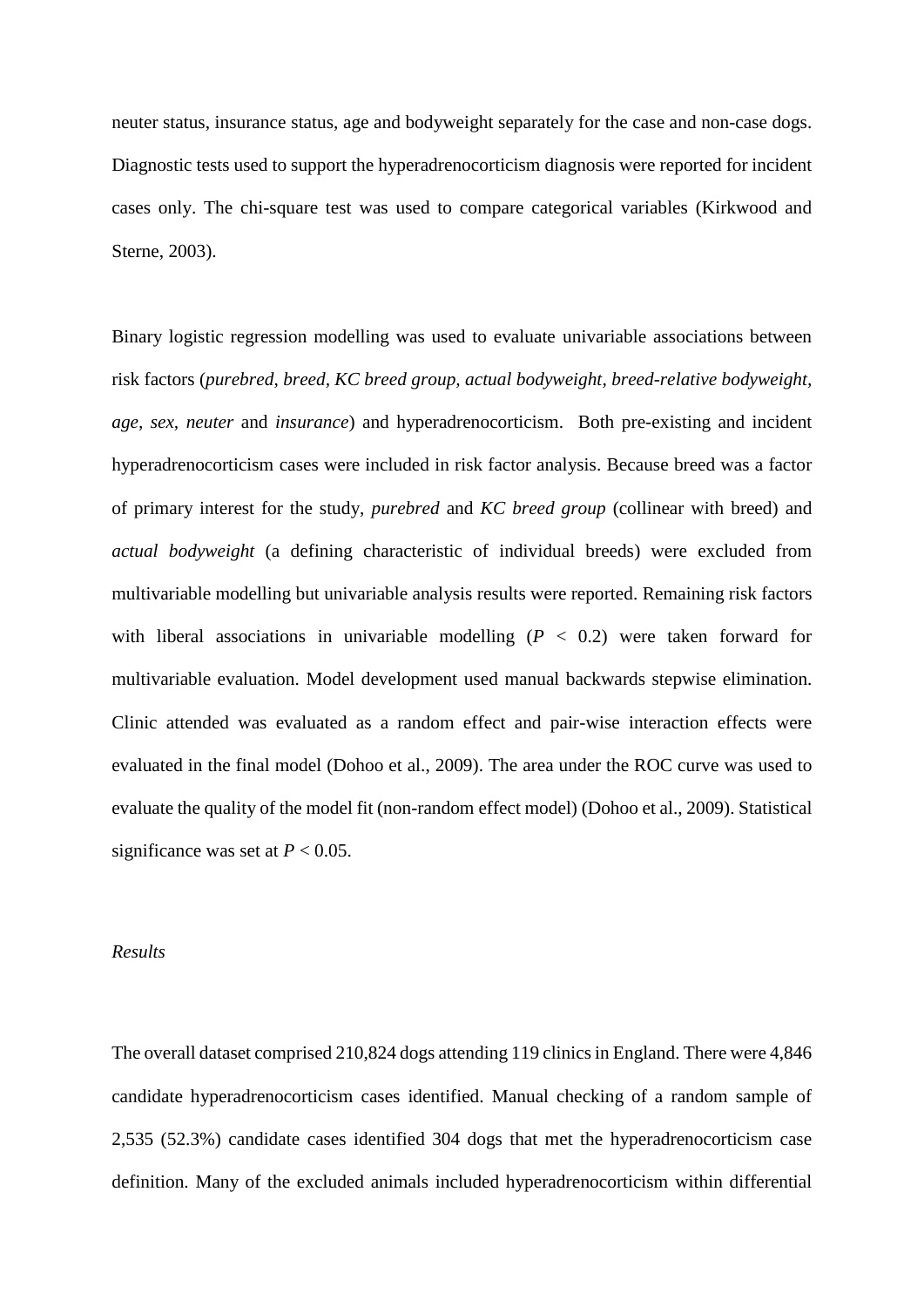neuter status, insurance status, age and bodyweight separately for the case and non-case dogs. Diagnostic tests used to support the hyperadrenocorticism diagnosis were reported for incident cases only. The chi-square test was used to compare categorical variables (Kirkwood and Sterne, 2003).

Binary logistic regression modelling was used to evaluate univariable associations between risk factors (*purebred, breed, KC breed group, actual bodyweight, breed-relative bodyweight, age, sex, neuter* and *insurance*) and hyperadrenocorticism. Both pre-existing and incident hyperadrenocorticism cases were included in risk factor analysis. Because breed was a factor of primary interest for the study, *purebred* and *KC breed group* (collinear with breed) and *actual bodyweight* (a defining characteristic of individual breeds) were excluded from multivariable modelling but univariable analysis results were reported. Remaining risk factors with liberal associations in univariable modelling ($P$ < 0.2) were taken forward for multivariable evaluation. Model development used manual backwards stepwise elimination. Clinic attended was evaluated as a random effect and pair-wise interaction effects were evaluated in the final model (Dohoo et al., 2009). The area under the ROC curve was used to evaluate the quality of the model fit (non-random effect model) (Dohoo et al., 2009). Statistical significance was set at $P$ < 0.05.

*Results*

The overall dataset comprised 210,824 dogs attending 119 clinics in England. There were 4,846 candidate hyperadrenocorticism cases identified. Manual checking of a random sample of 2,535 (52.3%) candidate cases identified 304 dogs that met the hyperadrenocorticism case definition. Many of the excluded animals included hyperadrenocorticism within differential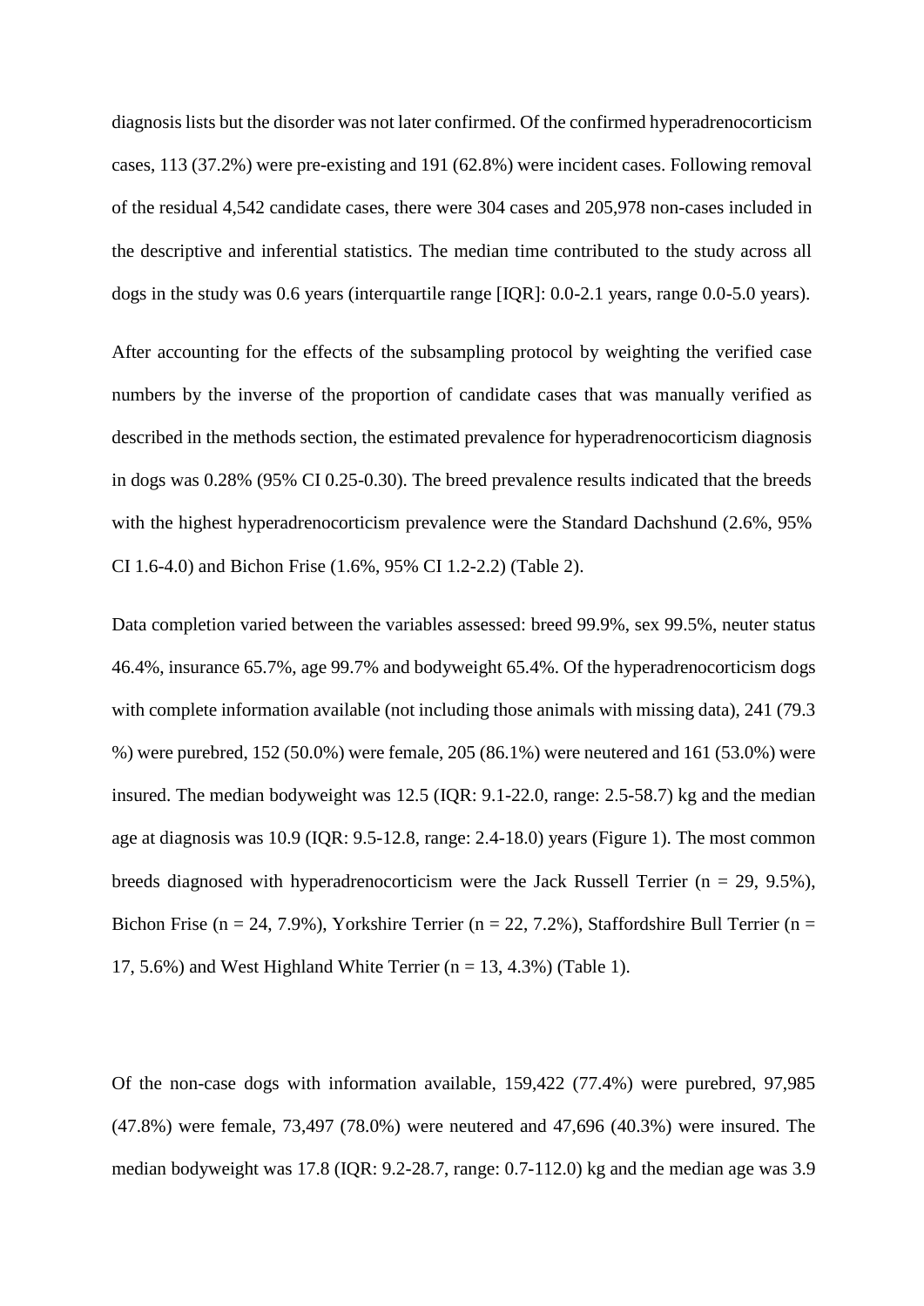diagnosis lists but the disorder was not later confirmed. Of the confirmed hyperadrenocorticism cases, 113 (37.2%) were pre-existing and 191 (62.8%) were incident cases. Following removal of the residual 4,542 candidate cases, there were 304 cases and 205,978 non-cases included in the descriptive and inferential statistics. The median time contributed to the study across all dogs in the study was 0.6 years (interquartile range [IQR]: 0.0-2.1 years, range 0.0-5.0 years).

After accounting for the effects of the subsampling protocol by weighting the verified case numbers by the inverse of the proportion of candidate cases that was manually verified as described in the methods section, the estimated prevalence for hyperadrenocorticism diagnosis in dogs was 0.28% (95% CI 0.25-0.30). The breed prevalence results indicated that the breeds with the highest hyperadrenocorticism prevalence were the Standard Dachshund (2.6%, 95% CI 1.6-4.0) and Bichon Frise (1.6%, 95% CI 1.2-2.2) (Table 2).

Data completion varied between the variables assessed: breed 99.9%, sex 99.5%, neuter status 46.4%, insurance 65.7%, age 99.7% and bodyweight 65.4%. Of the hyperadrenocorticism dogs with complete information available (not including those animals with missing data), 241 (79.3 %) were purebred, 152 (50.0%) were female, 205 (86.1%) were neutered and 161 (53.0%) were insured. The median bodyweight was 12.5 (IQR: 9.1-22.0, range: 2.5-58.7) kg and the median age at diagnosis was 10.9 (IQR: 9.5-12.8, range: 2.4-18.0) years (Figure 1). The most common breeds diagnosed with hyperadrenocorticism were the Jack Russell Terrier (n = 29, 9.5%), Bichon Frise (n = 24, 7.9%), Yorkshire Terrier (n = 22, 7.2%), Staffordshire Bull Terrier (n = 17, 5.6%) and West Highland White Terrier (n = 13, 4.3%) (Table 1).

Of the non-case dogs with information available, 159,422 (77.4%) were purebred, 97,985 (47.8%) were female, 73,497 (78.0%) were neutered and 47,696 (40.3%) were insured. The median bodyweight was 17.8 (IQR: 9.2-28.7, range: 0.7-112.0) kg and the median age was 3.9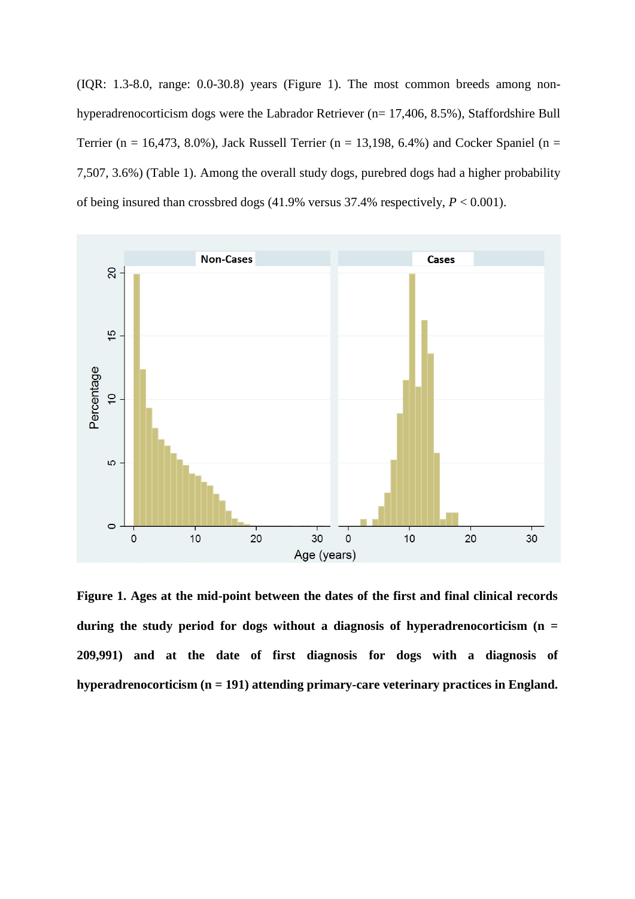(IQR: 1.3-8.0, range: 0.0-30.8) years (Figure 1). The most common breeds among non-hyperadrenocorticism dogs were the Labrador Retriever (n= 17,406, 8.5%), Staffordshire Bull Terrier (n = 16,473, 8.0%), Jack Russell Terrier (n = 13,198, 6.4%) and Cocker Spaniel (n = 7,507, 3.6%) (Table 1). Among the overall study dogs, purebred dogs had a higher probability of being insured than crossbred dogs (41.9% versus 37.4% respectively, $P < 0.001$).

**Figure 1. Ages at the mid-point between the dates of the first and final clinical records during the study period for dogs without a diagnosis of hyperadrenocorticism (n = 209,991) and at the date of first diagnosis for dogs with a diagnosis of hyperadrenocorticism (n = 191) attending primary-care veterinary practices in England.**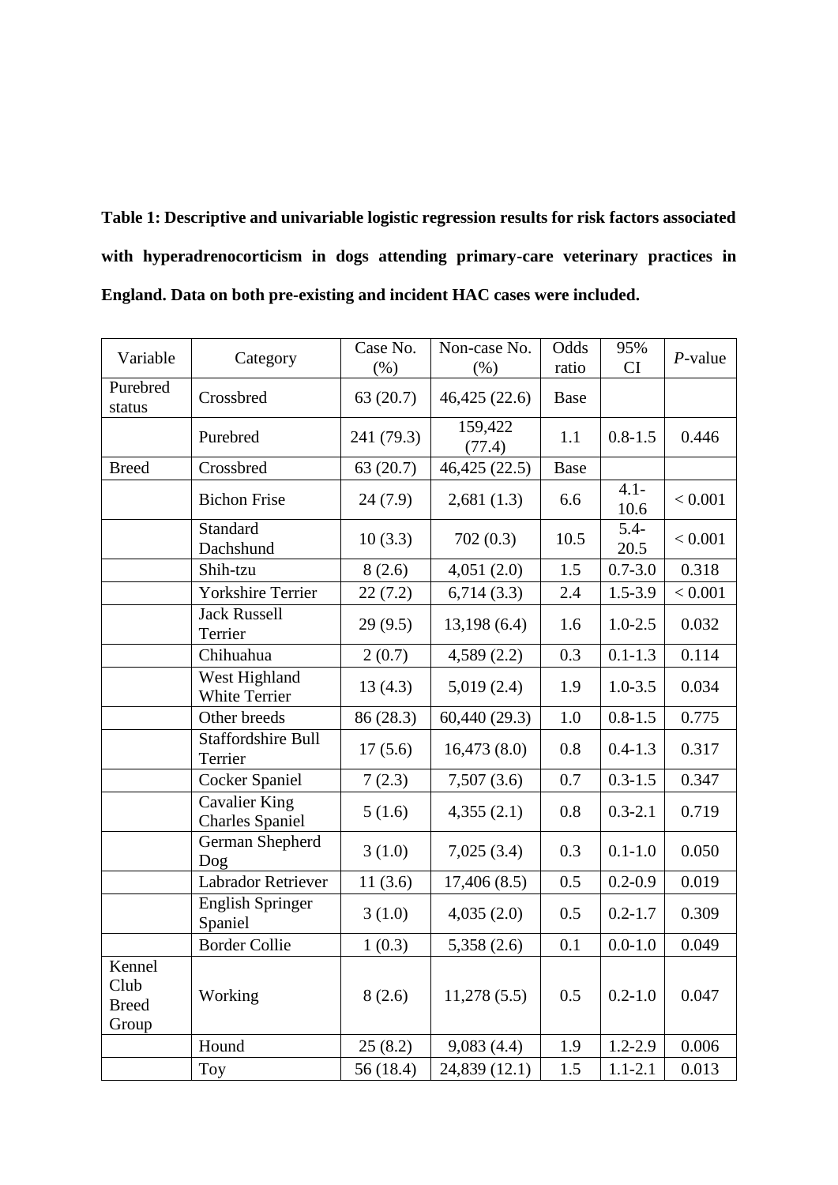**Table 1: Descriptive and univariable logistic regression results for risk factors associated with hyperadrenocorticism in dogs attending primary-care veterinary practices in England. Data on both pre-existing and incident HAC cases were included.**

| Variable | Category | Case No. (%) | Non-case No. (%) | Odds ratio | 95% CI | *P*-value |
|---|---|---|---|---|---|---|
| Purebred status | Crossbred | 63 (20.7) | 46,425 (22.6) | Base | | |
| | Purebred | 241 (79.3) | 159,422 (77.4) | 1.1 | 0.8-1.5 | 0.446 |
| Breed | Crossbred | 63 (20.7) | 46,425 (22.5) | Base | | |
| | Bichon Frise | 24 (7.9) | 2,681 (1.3) | 6.6 | 4.1-10.6 | < 0.001 |
| | Standard Dachshund | 10 (3.3) | 702 (0.3) | 10.5 | 5.4-20.5 | < 0.001 |
| | Shih-tzu | 8 (2.6) | 4,051 (2.0) | 1.5 | 0.7-3.0 | 0.318 |
| | Yorkshire Terrier | 22 (7.2) | 6,714 (3.3) | 2.4 | 1.5-3.9 | < 0.001 |
| | Jack Russell Terrier | 29 (9.5) | 13,198 (6.4) | 1.6 | 1.0-2.5 | 0.032 |
| | Chihuahua | 2 (0.7) | 4,589 (2.2) | 0.3 | 0.1-1.3 | 0.114 |
| | West Highland White Terrier | 13 (4.3) | 5,019 (2.4) | 1.9 | 1.0-3.5 | 0.034 |
| | Other breeds | 86 (28.3) | 60,440 (29.3) | 1.0 | 0.8-1.5 | 0.775 |
| | Staffordshire Bull Terrier | 17 (5.6) | 16,473 (8.0) | 0.8 | 0.4-1.3 | 0.317 |
| | Cocker Spaniel | 7 (2.3) | 7,507 (3.6) | 0.7 | 0.3-1.5 | 0.347 |
| | Cavalier King Charles Spaniel | 5 (1.6) | 4,355 (2.1) | 0.8 | 0.3-2.1 | 0.719 |
| | German Shepherd Dog | 3 (1.0) | 7,025 (3.4) | 0.3 | 0.1-1.0 | 0.050 |
| | Labrador Retriever | 11 (3.6) | 17,406 (8.5) | 0.5 | 0.2-0.9 | 0.019 |
| | English Springer Spaniel | 3 (1.0) | 4,035 (2.0) | 0.5 | 0.2-1.7 | 0.309 |
| | Border Collie | 1 (0.3) | 5,358 (2.6) | 0.1 | 0.0-1.0 | 0.049 |
| Kennel Club Breed Group | Working | 8 (2.6) | 11,278 (5.5) | 0.5 | 0.2-1.0 | 0.047 |
| | Hound | 25 (8.2) | 9,083 (4.4) | 1.9 | 1.2-2.9 | 0.006 |
| | Toy | 56 (18.4) | 24,839 (12.1) | 1.5 | 1.1-2.1 | 0.013 |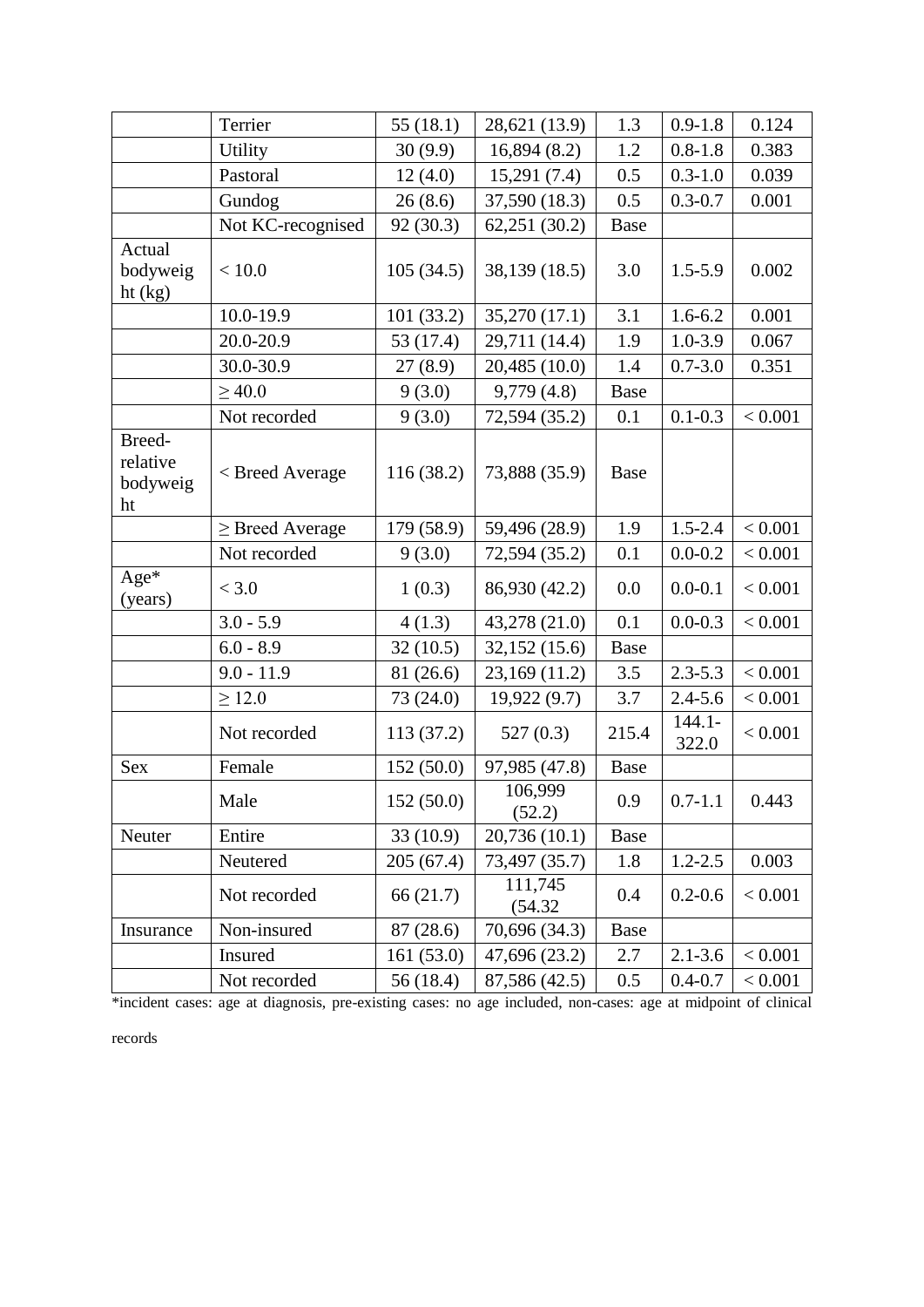|  |  |  |  |  |  |  |
|---|---|---|---|---|---|---|
|  | Terrier | 55 (18.1) | 28,621 (13.9) | 1.3 | 0.9-1.8 | 0.124 |
|  | Utility | 30 (9.9) | 16,894 (8.2) | 1.2 | 0.8-1.8 | 0.383 |
|  | Pastoral | 12 (4.0) | 15,291 (7.4) | 0.5 | 0.3-1.0 | 0.039 |
|  | Gundog | 26 (8.6) | 37,590 (18.3) | 0.5 | 0.3-0.7 | 0.001 |
|  | Not KC-recognised | 92 (30.3) | 62,251 (30.2) | Base |  |  |
| Actual bodyweight (kg) | < 10.0 | 105 (34.5) | 38,139 (18.5) | 3.0 | 1.5-5.9 | 0.002 |
|  | 10.0-19.9 | 101 (33.2) | 35,270 (17.1) | 3.1 | 1.6-6.2 | 0.001 |
|  | 20.0-20.9 | 53 (17.4) | 29,711 (14.4) | 1.9 | 1.0-3.9 | 0.067 |
|  | 30.0-30.9 | 27 (8.9) | 20,485 (10.0) | 1.4 | 0.7-3.0 | 0.351 |
|  | ≥ 40.0 | 9 (3.0) | 9,779 (4.8) | Base |  |  |
|  | Not recorded | 9 (3.0) | 72,594 (35.2) | 0.1 | 0.1-0.3 | < 0.001 |
| Breed-relative bodyweight | < Breed Average | 116 (38.2) | 73,888 (35.9) | Base |  |  |
|  | ≥ Breed Average | 179 (58.9) | 59,496 (28.9) | 1.9 | 1.5-2.4 | < 0.001 |
|  | Not recorded | 9 (3.0) | 72,594 (35.2) | 0.1 | 0.0-0.2 | < 0.001 |
| Age* (years) | < 3.0 | 1 (0.3) | 86,930 (42.2) | 0.0 | 0.0-0.1 | < 0.001 |
|  | 3.0 - 5.9 | 4 (1.3) | 43,278 (21.0) | 0.1 | 0.0-0.3 | < 0.001 |
|  | 6.0 - 8.9 | 32 (10.5) | 32,152 (15.6) | Base |  |  |
|  | 9.0 - 11.9 | 81 (26.6) | 23,169 (11.2) | 3.5 | 2.3-5.3 | < 0.001 |
|  | ≥ 12.0 | 73 (24.0) | 19,922 (9.7) | 3.7 | 2.4-5.6 | < 0.001 |
|  | Not recorded | 113 (37.2) | 527 (0.3) | 215.4 | 144.1-322.0 | < 0.001 |
| Sex | Female | 152 (50.0) | 97,985 (47.8) | Base |  |  |
|  | Male | 152 (50.0) | 106,999 (52.2) | 0.9 | 0.7-1.1 | 0.443 |
| Neuter | Entire | 33 (10.9) | 20,736 (10.1) | Base |  |  |
|  | Neutered | 205 (67.4) | 73,497 (35.7) | 1.8 | 1.2-2.5 | 0.003 |
|  | Not recorded | 66 (21.7) | 111,745 (54.32 | 0.4 | 0.2-0.6 | < 0.001 |
| Insurance | Non-insured | 87 (28.6) | 70,696 (34.3) | Base |  |  |
|  | Insured | 161 (53.0) | 47,696 (23.2) | 2.7 | 2.1-3.6 | < 0.001 |
|  | Not recorded | 56 (18.4) | 87,586 (42.5) | 0.5 | 0.4-0.7 | < 0.001 |

*incident cases: age at diagnosis, pre-existing cases: no age included, non-cases: age at midpoint of clinical records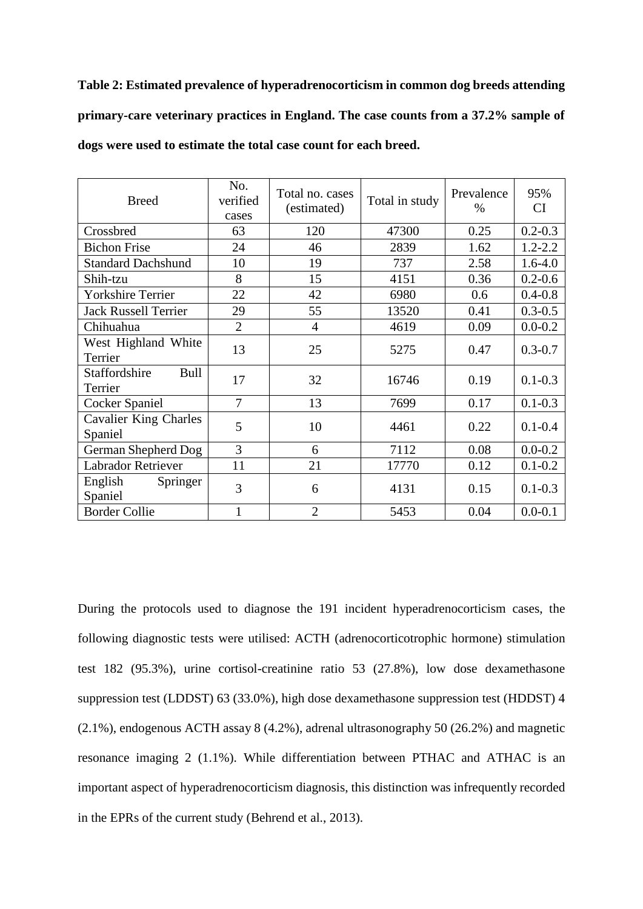**Table 2: Estimated prevalence of hyperadrenocorticism in common dog breeds attending primary-care veterinary practices in England. The case counts from a 37.2% sample of dogs were used to estimate the total case count for each breed.**

| Breed | No. verified cases | Total no. cases (estimated) | Total in study | Prevalence % | 95% CI |
|---|---|---|---|---|---|
| Crossbred | 63 | 120 | 47300 | 0.25 | 0.2-0.3 |
| Bichon Frise | 24 | 46 | 2839 | 1.62 | 1.2-2.2 |
| Standard Dachshund | 10 | 19 | 737 | 2.58 | 1.6-4.0 |
| Shih-tzu | 8 | 15 | 4151 | 0.36 | 0.2-0.6 |
| Yorkshire Terrier | 22 | 42 | 6980 | 0.6 | 0.4-0.8 |
| Jack Russell Terrier | 29 | 55 | 13520 | 0.41 | 0.3-0.5 |
| Chihuahua | 2 | 4 | 4619 | 0.09 | 0.0-0.2 |
| West Highland White Terrier | 13 | 25 | 5275 | 0.47 | 0.3-0.7 |
| Staffordshire Bull Terrier | 17 | 32 | 16746 | 0.19 | 0.1-0.3 |
| Cocker Spaniel | 7 | 13 | 7699 | 0.17 | 0.1-0.3 |
| Cavalier King Charles Spaniel | 5 | 10 | 4461 | 0.22 | 0.1-0.4 |
| German Shepherd Dog | 3 | 6 | 7112 | 0.08 | 0.0-0.2 |
| Labrador Retriever | 11 | 21 | 17770 | 0.12 | 0.1-0.2 |
| English Springer Spaniel | 3 | 6 | 4131 | 0.15 | 0.1-0.3 |
| Border Collie | 1 | 2 | 5453 | 0.04 | 0.0-0.1 |

During the protocols used to diagnose the 191 incident hyperadrenocorticism cases, the following diagnostic tests were utilised: ACTH (adrenocorticotrophic hormone) stimulation test 182 (95.3%), urine cortisol-creatinine ratio 53 (27.8%), low dose dexamethasone suppression test (LDDST) 63 (33.0%), high dose dexamethasone suppression test (HDDST) 4 (2.1%), endogenous ACTH assay 8 (4.2%), adrenal ultrasonography 50 (26.2%) and magnetic resonance imaging 2 (1.1%). While differentiation between PTHAC and ATHAC is an important aspect of hyperadrenocorticism diagnosis, this distinction was infrequently recorded in the EPRs of the current study (Behrend et al., 2013).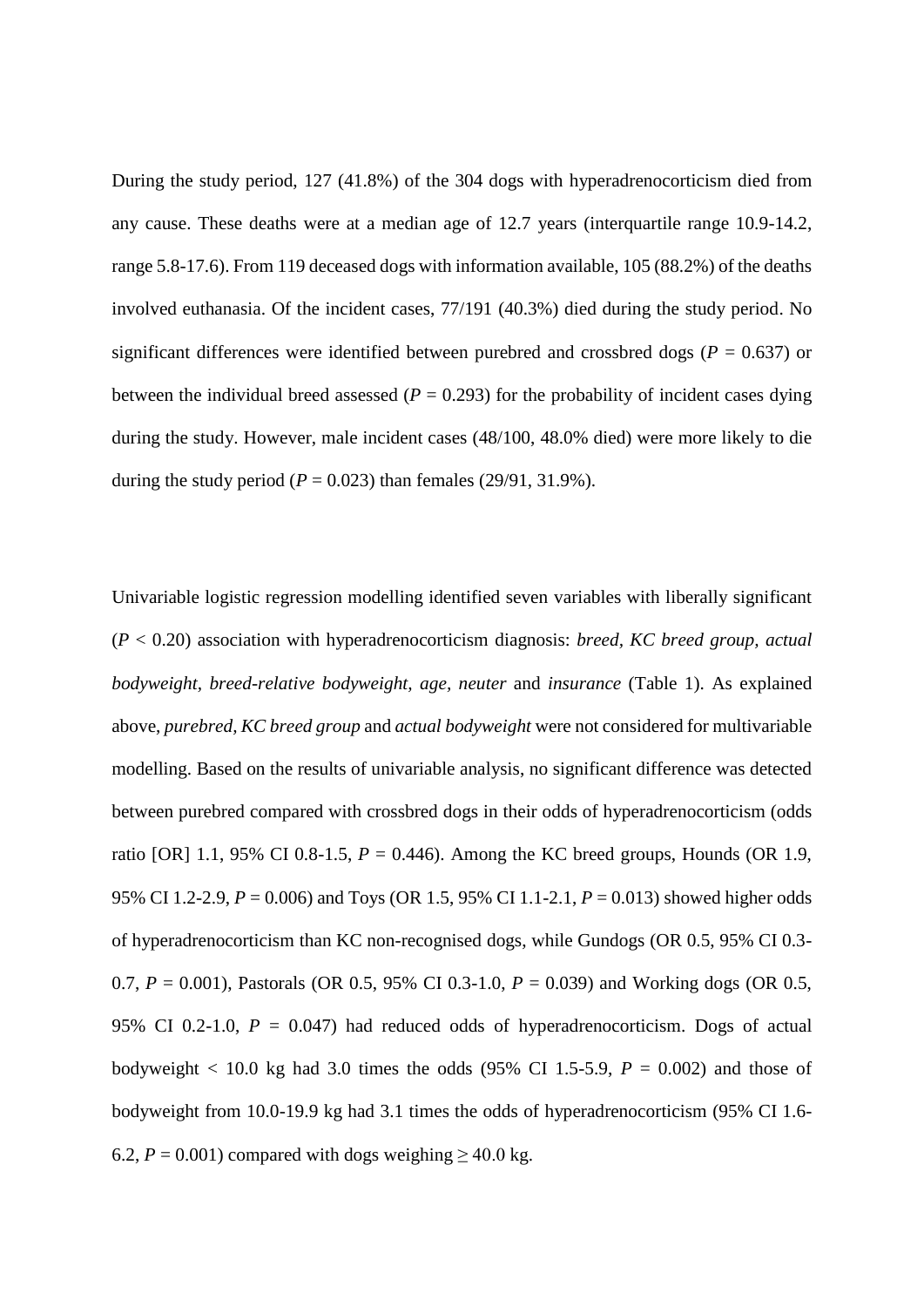During the study period, 127 (41.8%) of the 304 dogs with hyperadrenocorticism died from any cause. These deaths were at a median age of 12.7 years (interquartile range 10.9-14.2, range 5.8-17.6). From 119 deceased dogs with information available, 105 (88.2%) of the deaths involved euthanasia. Of the incident cases, 77/191 (40.3%) died during the study period. No significant differences were identified between purebred and crossbred dogs ($P$ = 0.637) or between the individual breed assessed ($P$ = 0.293) for the probability of incident cases dying during the study. However, male incident cases (48/100, 48.0% died) were more likely to die during the study period ($P$ = 0.023) than females (29/91, 31.9%).

Univariable logistic regression modelling identified seven variables with liberally significant ($P$ < 0.20) association with hyperadrenocorticism diagnosis: *breed, KC breed group, actual bodyweight*, *breed-relative bodyweight*, *age*, *neuter* and *insurance* (Table 1). As explained above, *purebred, KC breed group* and *actual bodyweight* were not considered for multivariable modelling. Based on the results of univariable analysis, no significant difference was detected between purebred compared with crossbred dogs in their odds of hyperadrenocorticism (odds ratio [OR] 1.1, 95% CI 0.8-1.5, $P$ = 0.446). Among the KC breed groups, Hounds (OR 1.9, 95% CI 1.2-2.9, $P$ = 0.006) and Toys (OR 1.5, 95% CI 1.1-2.1, $P$ = 0.013) showed higher odds of hyperadrenocorticism than KC non-recognised dogs, while Gundogs (OR 0.5, 95% CI 0.3-0.7, $P$ = 0.001), Pastorals (OR 0.5, 95% CI 0.3-1.0, $P$ = 0.039) and Working dogs (OR 0.5, 95% CI 0.2-1.0, $P$ = 0.047) had reduced odds of hyperadrenocorticism. Dogs of actual bodyweight < 10.0 kg had 3.0 times the odds (95% CI 1.5-5.9, $P$ = 0.002) and those of bodyweight from 10.0-19.9 kg had 3.1 times the odds of hyperadrenocorticism (95% CI 1.6-6.2, $P$ = 0.001) compared with dogs weighing ≥ 40.0 kg.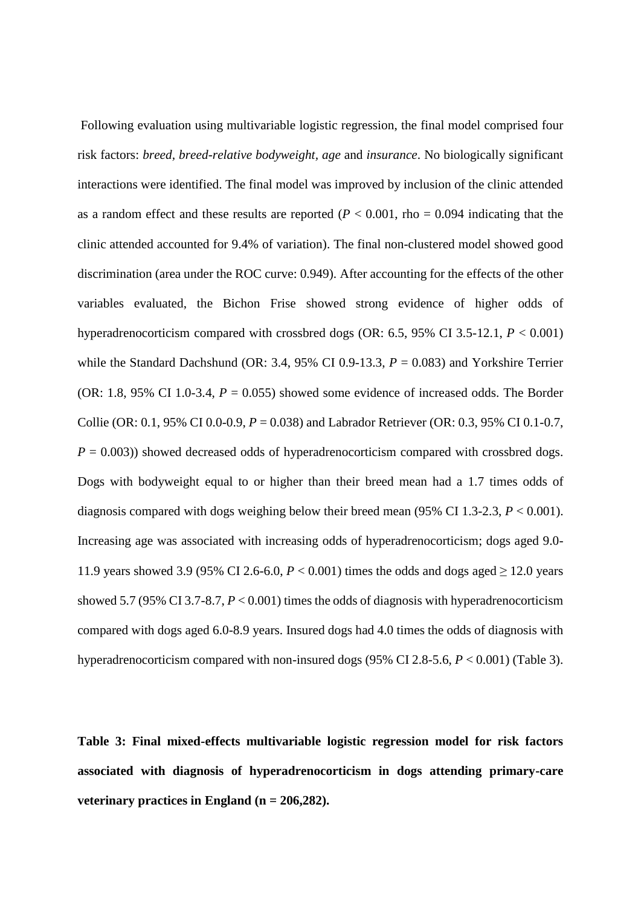Following evaluation using multivariable logistic regression, the final model comprised four risk factors: *breed, breed-relative bodyweight*, *age* and *insurance*. No biologically significant interactions were identified. The final model was improved by inclusion of the clinic attended as a random effect and these results are reported (*P* < 0.001, rho = 0.094 indicating that the clinic attended accounted for 9.4% of variation). The final non-clustered model showed good discrimination (area under the ROC curve: 0.949). After accounting for the effects of the other variables evaluated, the Bichon Frise showed strong evidence of higher odds of hyperadrenocorticism compared with crossbred dogs (OR: 6.5, 95% CI 3.5-12.1, *P* < 0.001) while the Standard Dachshund (OR: 3.4, 95% CI 0.9-13.3, *P* = 0.083) and Yorkshire Terrier (OR: 1.8, 95% CI 1.0-3.4, *P* = 0.055) showed some evidence of increased odds. The Border Collie (OR: 0.1, 95% CI 0.0-0.9, *P* = 0.038) and Labrador Retriever (OR: 0.3, 95% CI 0.1-0.7, *P* = 0.003)) showed decreased odds of hyperadrenocorticism compared with crossbred dogs. Dogs with bodyweight equal to or higher than their breed mean had a 1.7 times odds of diagnosis compared with dogs weighing below their breed mean (95% CI 1.3-2.3, *P* < 0.001). Increasing age was associated with increasing odds of hyperadrenocorticism; dogs aged 9.0-11.9 years showed 3.9 (95% CI 2.6-6.0, *P* < 0.001) times the odds and dogs aged ≥ 12.0 years showed 5.7 (95% CI 3.7-8.7, *P* < 0.001) times the odds of diagnosis with hyperadrenocorticism compared with dogs aged 6.0-8.9 years. Insured dogs had 4.0 times the odds of diagnosis with hyperadrenocorticism compared with non-insured dogs (95% CI 2.8-5.6, *P* < 0.001) (Table 3).

**Table 3: Final mixed-effects multivariable logistic regression model for risk factors associated with diagnosis of hyperadrenocorticism in dogs attending primary-care veterinary practices in England (n = 206,282).**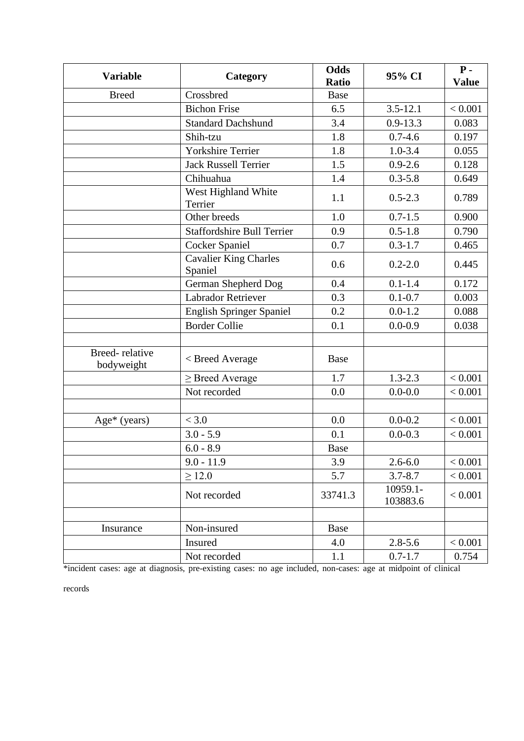| Variable | Category | Odds Ratio | 95% CI | P - Value |
|---|---|---|---|---|
| Breed | Crossbred | Base | | |
| | Bichon Frise | 6.5 | 3.5-12.1 | < 0.001 |
| | Standard Dachshund | 3.4 | 0.9-13.3 | 0.083 |
| | Shih-tzu | 1.8 | 0.7-4.6 | 0.197 |
| | Yorkshire Terrier | 1.8 | 1.0-3.4 | 0.055 |
| | Jack Russell Terrier | 1.5 | 0.9-2.6 | 0.128 |
| | Chihuahua | 1.4 | 0.3-5.8 | 0.649 |
| | West Highland White Terrier | 1.1 | 0.5-2.3 | 0.789 |
| | Other breeds | 1.0 | 0.7-1.5 | 0.900 |
| | Staffordshire Bull Terrier | 0.9 | 0.5-1.8 | 0.790 |
| | Cocker Spaniel | 0.7 | 0.3-1.7 | 0.465 |
| | Cavalier King Charles Spaniel | 0.6 | 0.2-2.0 | 0.445 |
| | German Shepherd Dog | 0.4 | 0.1-1.4 | 0.172 |
| | Labrador Retriever | 0.3 | 0.1-0.7 | 0.003 |
| | English Springer Spaniel | 0.2 | 0.0-1.2 | 0.088 |
| | Border Collie | 0.1 | 0.0-0.9 | 0.038 |
| | | | | |
| Breed- relative bodyweight | < Breed Average | Base | | |
| | ≥ Breed Average | 1.7 | 1.3-2.3 | < 0.001 |
| | Not recorded | 0.0 | 0.0-0.0 | < 0.001 |
| | | | | |
| Age* (years) | < 3.0 | 0.0 | 0.0-0.2 | < 0.001 |
| | 3.0 - 5.9 | 0.1 | 0.0-0.3 | < 0.001 |
| | 6.0 - 8.9 | Base | | |
| | 9.0 - 11.9 | 3.9 | 2.6-6.0 | < 0.001 |
| | ≥ 12.0 | 5.7 | 3.7-8.7 | < 0.001 |
| | Not recorded | 33741.3 | 10959.1-103883.6 | < 0.001 |
| | | | | |
| Insurance | Non-insured | Base | | |
| | Insured | 4.0 | 2.8-5.6 | < 0.001 |
| | Not recorded | 1.1 | 0.7-1.7 | 0.754 |

*incident cases: age at diagnosis, pre-existing cases: no age included, non-cases: age at midpoint of clinical records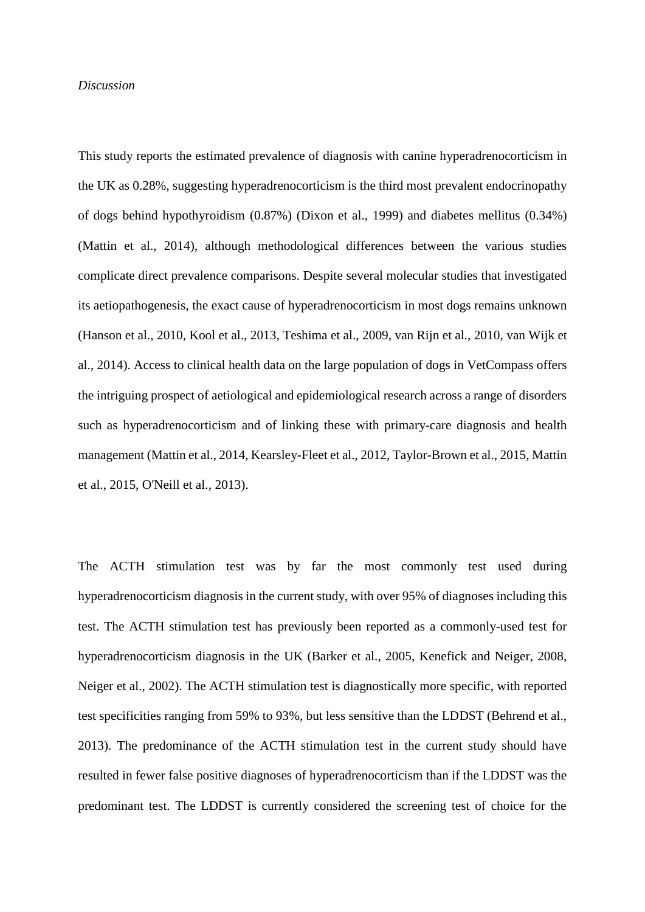*Discussion*

This study reports the estimated prevalence of diagnosis with canine hyperadrenocorticism in the UK as 0.28%, suggesting hyperadrenocorticism is the third most prevalent endocrinopathy of dogs behind hypothyroidism (0.87%) (Dixon et al., 1999) and diabetes mellitus (0.34%) (Mattin et al., 2014), although methodological differences between the various studies complicate direct prevalence comparisons. Despite several molecular studies that investigated its aetiopathogenesis, the exact cause of hyperadrenocorticism in most dogs remains unknown (Hanson et al., 2010, Kool et al., 2013, Teshima et al., 2009, van Rijn et al., 2010, van Wijk et al., 2014). Access to clinical health data on the large population of dogs in VetCompass offers the intriguing prospect of aetiological and epidemiological research across a range of disorders such as hyperadrenocorticism and of linking these with primary-care diagnosis and health management (Mattin et al., 2014, Kearsley-Fleet et al., 2012, Taylor-Brown et al., 2015, Mattin et al., 2015, O'Neill et al., 2013).

The ACTH stimulation test was by far the most commonly test used during hyperadrenocorticism diagnosis in the current study, with over 95% of diagnoses including this test. The ACTH stimulation test has previously been reported as a commonly-used test for hyperadrenocorticism diagnosis in the UK (Barker et al., 2005, Kenefick and Neiger, 2008, Neiger et al., 2002). The ACTH stimulation test is diagnostically more specific, with reported test specificities ranging from 59% to 93%, but less sensitive than the LDDST (Behrend et al., 2013). The predominance of the ACTH stimulation test in the current study should have resulted in fewer false positive diagnoses of hyperadrenocorticism than if the LDDST was the predominant test. The LDDST is currently considered the screening test of choice for the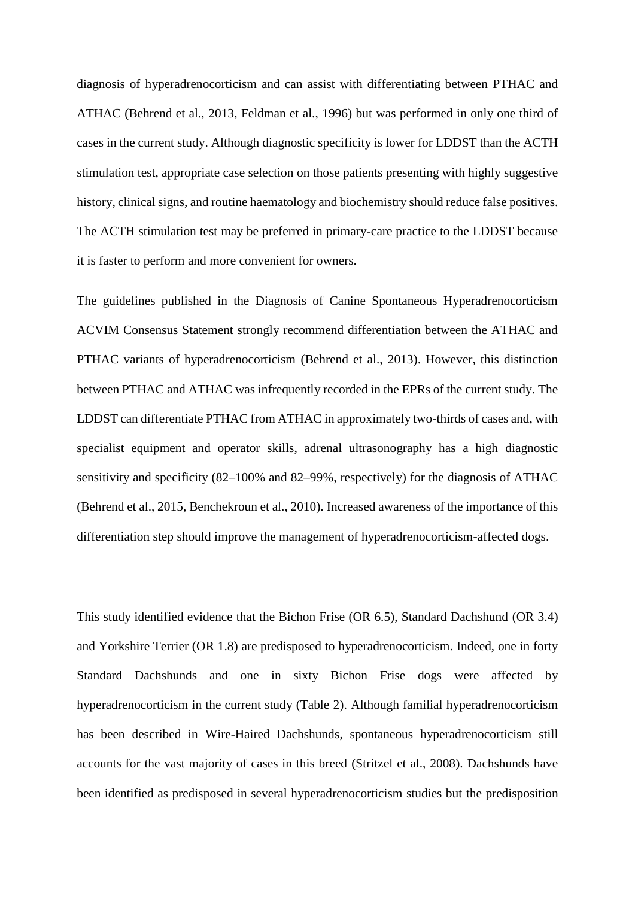diagnosis of hyperadrenocorticism and can assist with differentiating between PTHAC and ATHAC (Behrend et al., 2013, Feldman et al., 1996) but was performed in only one third of cases in the current study. Although diagnostic specificity is lower for LDDST than the ACTH stimulation test, appropriate case selection on those patients presenting with highly suggestive history, clinical signs, and routine haematology and biochemistry should reduce false positives. The ACTH stimulation test may be preferred in primary-care practice to the LDDST because it is faster to perform and more convenient for owners.

The guidelines published in the Diagnosis of Canine Spontaneous Hyperadrenocorticism ACVIM Consensus Statement strongly recommend differentiation between the ATHAC and PTHAC variants of hyperadrenocorticism (Behrend et al., 2013). However, this distinction between PTHAC and ATHAC was infrequently recorded in the EPRs of the current study. The LDDST can differentiate PTHAC from ATHAC in approximately two-thirds of cases and, with specialist equipment and operator skills, adrenal ultrasonography has a high diagnostic sensitivity and specificity (82–100% and 82–99%, respectively) for the diagnosis of ATHAC (Behrend et al., 2015, Benchekroun et al., 2010). Increased awareness of the importance of this differentiation step should improve the management of hyperadrenocorticism-affected dogs.

This study identified evidence that the Bichon Frise (OR 6.5), Standard Dachshund (OR 3.4) and Yorkshire Terrier (OR 1.8) are predisposed to hyperadrenocorticism. Indeed, one in forty Standard Dachshunds and one in sixty Bichon Frise dogs were affected by hyperadrenocorticism in the current study (Table 2). Although familial hyperadrenocorticism has been described in Wire-Haired Dachshunds, spontaneous hyperadrenocorticism still accounts for the vast majority of cases in this breed (Stritzel et al., 2008). Dachshunds have been identified as predisposed in several hyperadrenocorticism studies but the predisposition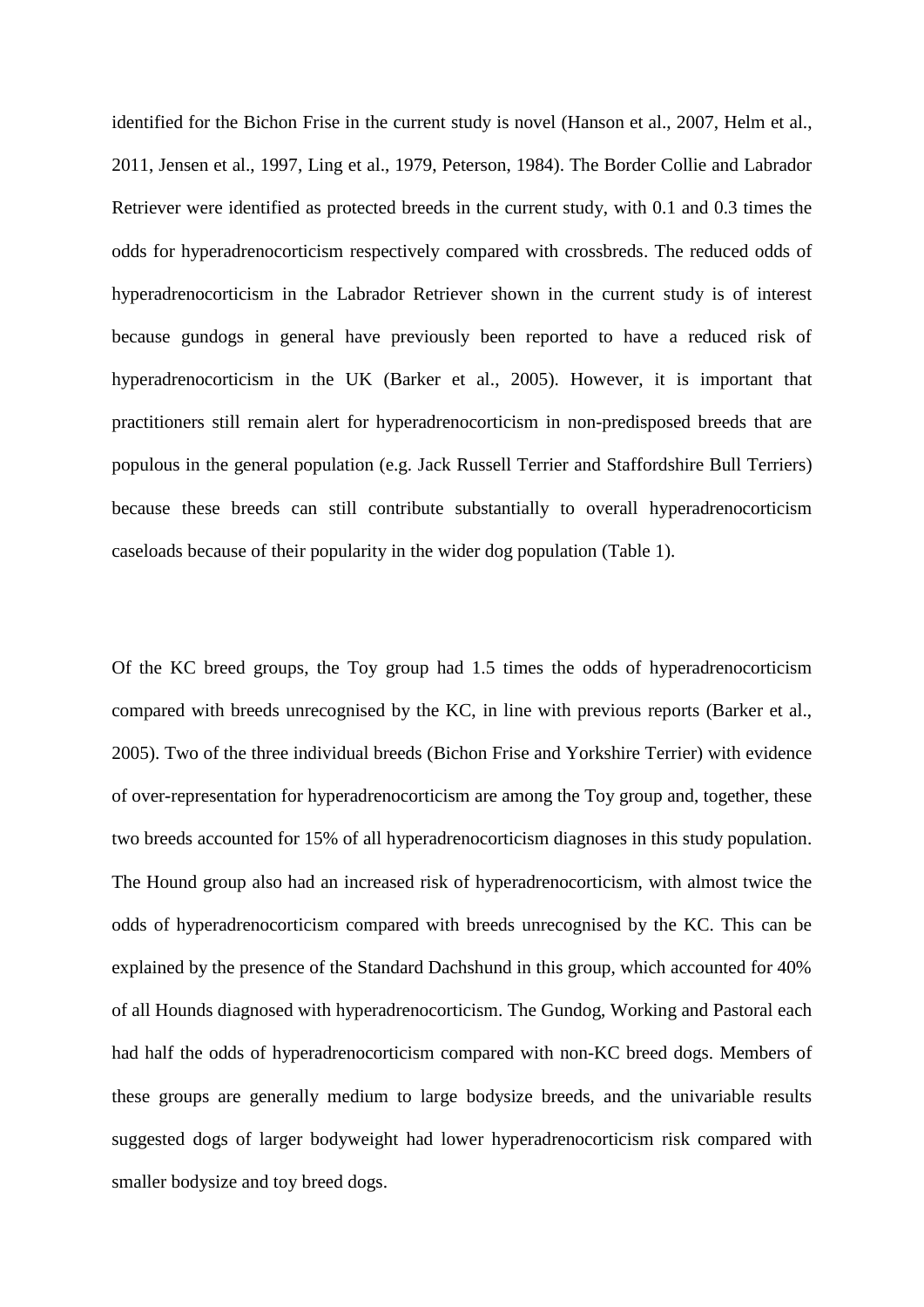identified for the Bichon Frise in the current study is novel (Hanson et al., 2007, Helm et al., 2011, Jensen et al., 1997, Ling et al., 1979, Peterson, 1984). The Border Collie and Labrador Retriever were identified as protected breeds in the current study, with 0.1 and 0.3 times the odds for hyperadrenocorticism respectively compared with crossbreds. The reduced odds of hyperadrenocorticism in the Labrador Retriever shown in the current study is of interest because gundogs in general have previously been reported to have a reduced risk of hyperadrenocorticism in the UK (Barker et al., 2005). However, it is important that practitioners still remain alert for hyperadrenocorticism in non-predisposed breeds that are populous in the general population (e.g. Jack Russell Terrier and Staffordshire Bull Terriers) because these breeds can still contribute substantially to overall hyperadrenocorticism caseloads because of their popularity in the wider dog population (Table 1).

Of the KC breed groups, the Toy group had 1.5 times the odds of hyperadrenocorticism compared with breeds unrecognised by the KC, in line with previous reports (Barker et al., 2005). Two of the three individual breeds (Bichon Frise and Yorkshire Terrier) with evidence of over-representation for hyperadrenocorticism are among the Toy group and, together, these two breeds accounted for 15% of all hyperadrenocorticism diagnoses in this study population. The Hound group also had an increased risk of hyperadrenocorticism, with almost twice the odds of hyperadrenocorticism compared with breeds unrecognised by the KC. This can be explained by the presence of the Standard Dachshund in this group, which accounted for 40% of all Hounds diagnosed with hyperadrenocorticism. The Gundog, Working and Pastoral each had half the odds of hyperadrenocorticism compared with non-KC breed dogs. Members of these groups are generally medium to large bodysize breeds, and the univariable results suggested dogs of larger bodyweight had lower hyperadrenocorticism risk compared with smaller bodysize and toy breed dogs.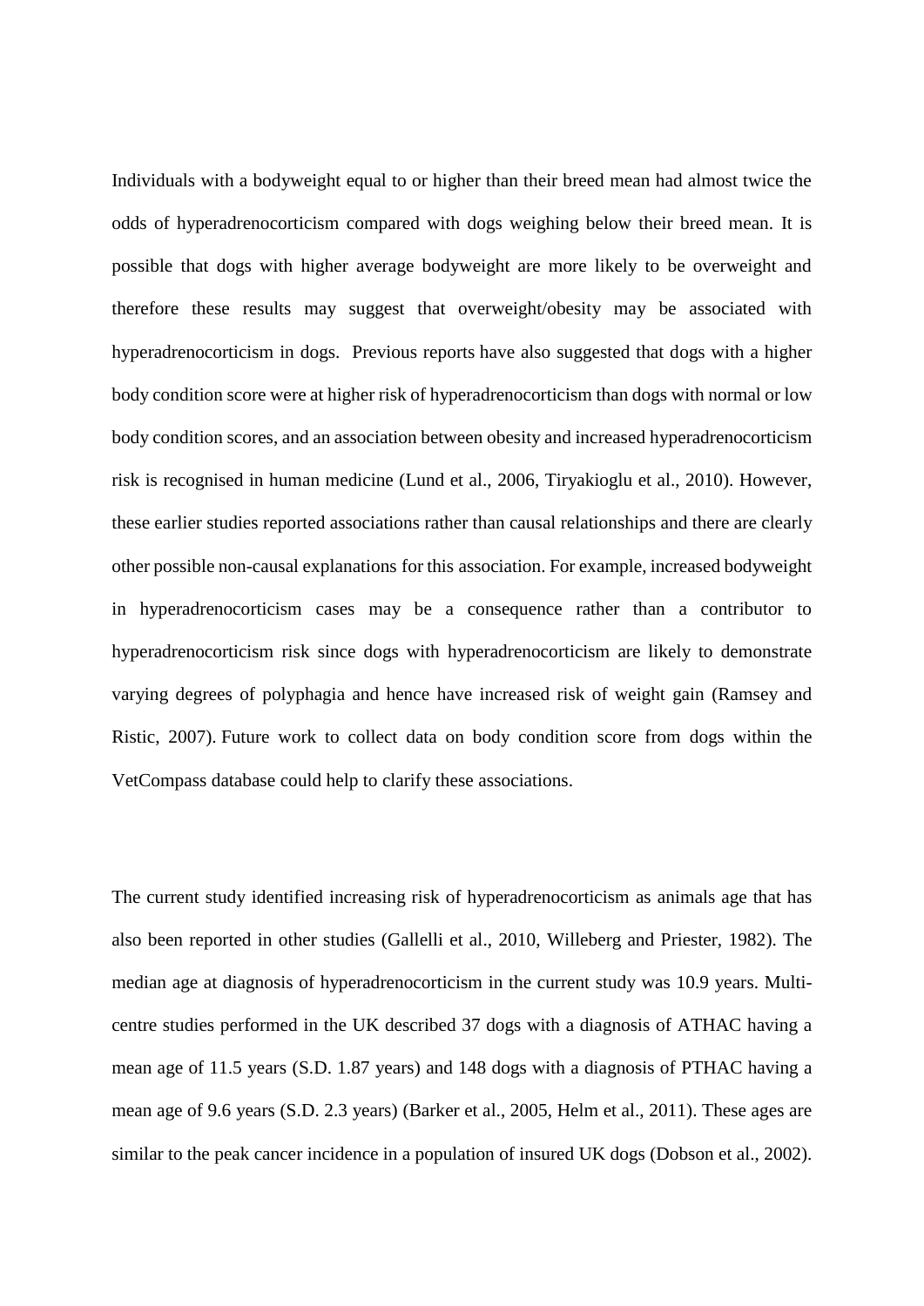Individuals with a bodyweight equal to or higher than their breed mean had almost twice the odds of hyperadrenocorticism compared with dogs weighing below their breed mean. It is possible that dogs with higher average bodyweight are more likely to be overweight and therefore these results may suggest that overweight/obesity may be associated with hyperadrenocorticism in dogs. Previous reports have also suggested that dogs with a higher body condition score were at higher risk of hyperadrenocorticism than dogs with normal or low body condition scores, and an association between obesity and increased hyperadrenocorticism risk is recognised in human medicine (Lund et al., 2006, Tiryakioglu et al., 2010). However, these earlier studies reported associations rather than causal relationships and there are clearly other possible non-causal explanations for this association. For example, increased bodyweight in hyperadrenocorticism cases may be a consequence rather than a contributor to hyperadrenocorticism risk since dogs with hyperadrenocorticism are likely to demonstrate varying degrees of polyphagia and hence have increased risk of weight gain (Ramsey and Ristic, 2007). Future work to collect data on body condition score from dogs within the VetCompass database could help to clarify these associations.

The current study identified increasing risk of hyperadrenocorticism as animals age that has also been reported in other studies (Gallelli et al., 2010, Willeberg and Priester, 1982). The median age at diagnosis of hyperadrenocorticism in the current study was 10.9 years. Multi-centre studies performed in the UK described 37 dogs with a diagnosis of ATHAC having a mean age of 11.5 years (S.D. 1.87 years) and 148 dogs with a diagnosis of PTHAC having a mean age of 9.6 years (S.D. 2.3 years) (Barker et al., 2005, Helm et al., 2011). These ages are similar to the peak cancer incidence in a population of insured UK dogs (Dobson et al., 2002).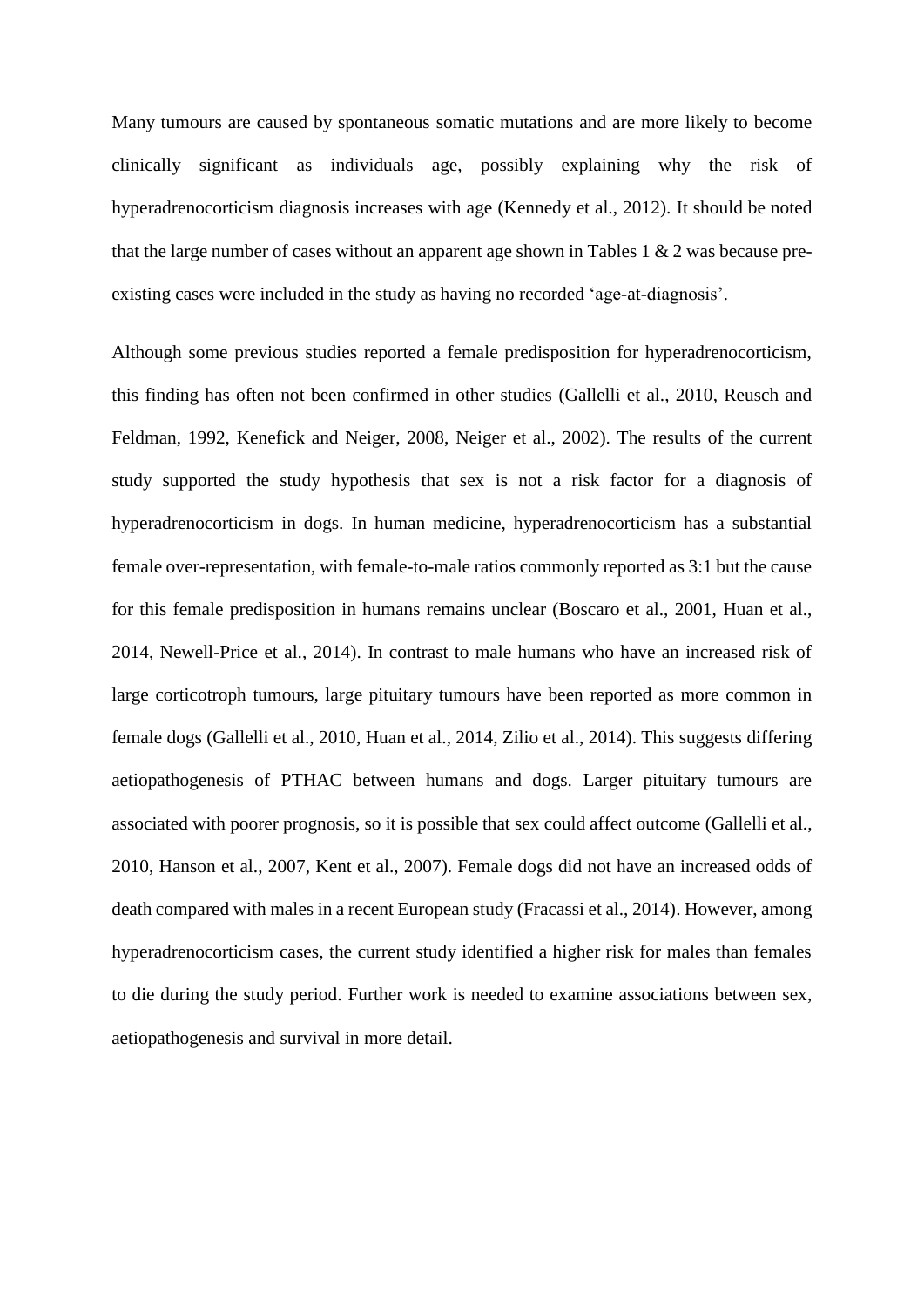Many tumours are caused by spontaneous somatic mutations and are more likely to become clinically significant as individuals age, possibly explaining why the risk of hyperadrenocorticism diagnosis increases with age (Kennedy et al., 2012). It should be noted that the large number of cases without an apparent age shown in Tables 1 & 2 was because pre-existing cases were included in the study as having no recorded 'age-at-diagnosis'.

Although some previous studies reported a female predisposition for hyperadrenocorticism, this finding has often not been confirmed in other studies (Gallelli et al., 2010, Reusch and Feldman, 1992, Kenefick and Neiger, 2008, Neiger et al., 2002). The results of the current study supported the study hypothesis that sex is not a risk factor for a diagnosis of hyperadrenocorticism in dogs. In human medicine, hyperadrenocorticism has a substantial female over-representation, with female-to-male ratios commonly reported as 3:1 but the cause for this female predisposition in humans remains unclear (Boscaro et al., 2001, Huan et al., 2014, Newell-Price et al., 2014). In contrast to male humans who have an increased risk of large corticotroph tumours, large pituitary tumours have been reported as more common in female dogs (Gallelli et al., 2010, Huan et al., 2014, Zilio et al., 2014). This suggests differing aetiopathogenesis of PTHAC between humans and dogs. Larger pituitary tumours are associated with poorer prognosis, so it is possible that sex could affect outcome (Gallelli et al., 2010, Hanson et al., 2007, Kent et al., 2007). Female dogs did not have an increased odds of death compared with males in a recent European study (Fracassi et al., 2014). However, among hyperadrenocorticism cases, the current study identified a higher risk for males than females to die during the study period. Further work is needed to examine associations between sex, aetiopathogenesis and survival in more detail.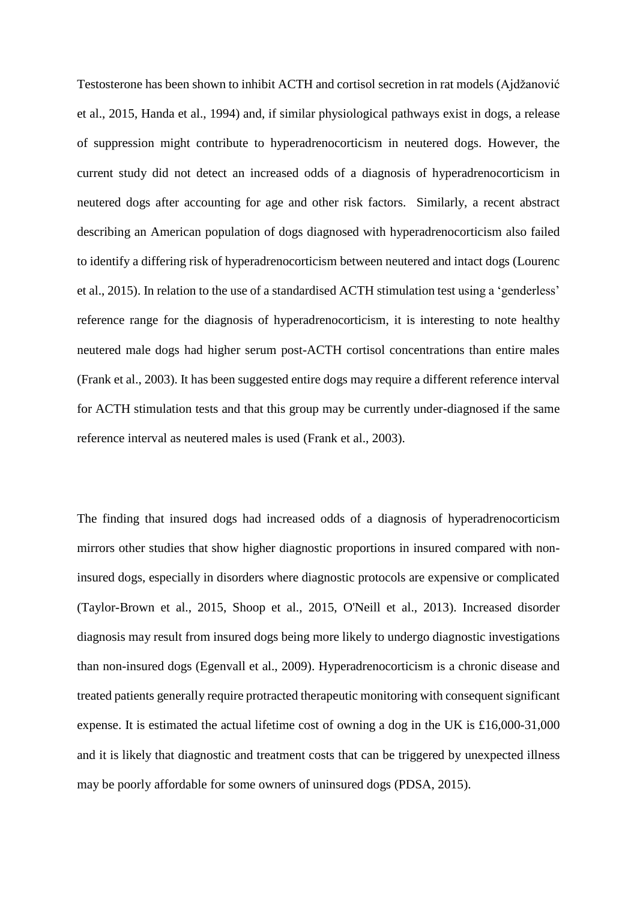Testosterone has been shown to inhibit ACTH and cortisol secretion in rat models (Ajdžanović et al., 2015, Handa et al., 1994) and, if similar physiological pathways exist in dogs, a release of suppression might contribute to hyperadrenocorticism in neutered dogs. However, the current study did not detect an increased odds of a diagnosis of hyperadrenocorticism in neutered dogs after accounting for age and other risk factors. Similarly, a recent abstract describing an American population of dogs diagnosed with hyperadrenocorticism also failed to identify a differing risk of hyperadrenocorticism between neutered and intact dogs (Lourenc et al., 2015). In relation to the use of a standardised ACTH stimulation test using a 'genderless' reference range for the diagnosis of hyperadrenocorticism, it is interesting to note healthy neutered male dogs had higher serum post-ACTH cortisol concentrations than entire males (Frank et al., 2003). It has been suggested entire dogs may require a different reference interval for ACTH stimulation tests and that this group may be currently under-diagnosed if the same reference interval as neutered males is used (Frank et al., 2003).

The finding that insured dogs had increased odds of a diagnosis of hyperadrenocorticism mirrors other studies that show higher diagnostic proportions in insured compared with non-insured dogs, especially in disorders where diagnostic protocols are expensive or complicated (Taylor-Brown et al., 2015, Shoop et al., 2015, O'Neill et al., 2013). Increased disorder diagnosis may result from insured dogs being more likely to undergo diagnostic investigations than non-insured dogs (Egenvall et al., 2009). Hyperadrenocorticism is a chronic disease and treated patients generally require protracted therapeutic monitoring with consequent significant expense. It is estimated the actual lifetime cost of owning a dog in the UK is £16,000-31,000 and it is likely that diagnostic and treatment costs that can be triggered by unexpected illness may be poorly affordable for some owners of uninsured dogs (PDSA, 2015).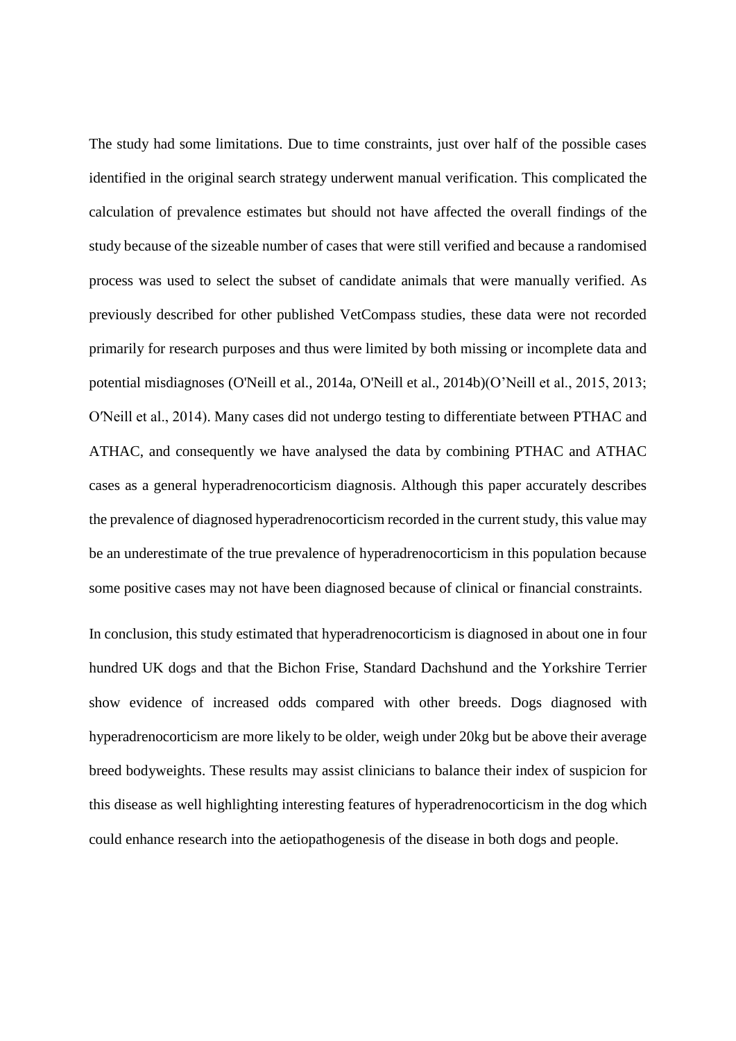The study had some limitations. Due to time constraints, just over half of the possible cases identified in the original search strategy underwent manual verification. This complicated the calculation of prevalence estimates but should not have affected the overall findings of the study because of the sizeable number of cases that were still verified and because a randomised process was used to select the subset of candidate animals that were manually verified. As previously described for other published VetCompass studies, these data were not recorded primarily for research purposes and thus were limited by both missing or incomplete data and potential misdiagnoses (O'Neill et al., 2014a, O'Neill et al., 2014b)(O'Neill et al., 2015, 2013; O′Neill et al., 2014). Many cases did not undergo testing to differentiate between PTHAC and ATHAC, and consequently we have analysed the data by combining PTHAC and ATHAC cases as a general hyperadrenocorticism diagnosis. Although this paper accurately describes the prevalence of diagnosed hyperadrenocorticism recorded in the current study, this value may be an underestimate of the true prevalence of hyperadrenocorticism in this population because some positive cases may not have been diagnosed because of clinical or financial constraints.

In conclusion, this study estimated that hyperadrenocorticism is diagnosed in about one in four hundred UK dogs and that the Bichon Frise, Standard Dachshund and the Yorkshire Terrier show evidence of increased odds compared with other breeds. Dogs diagnosed with hyperadrenocorticism are more likely to be older, weigh under 20kg but be above their average breed bodyweights. These results may assist clinicians to balance their index of suspicion for this disease as well highlighting interesting features of hyperadrenocorticism in the dog which could enhance research into the aetiopathogenesis of the disease in both dogs and people.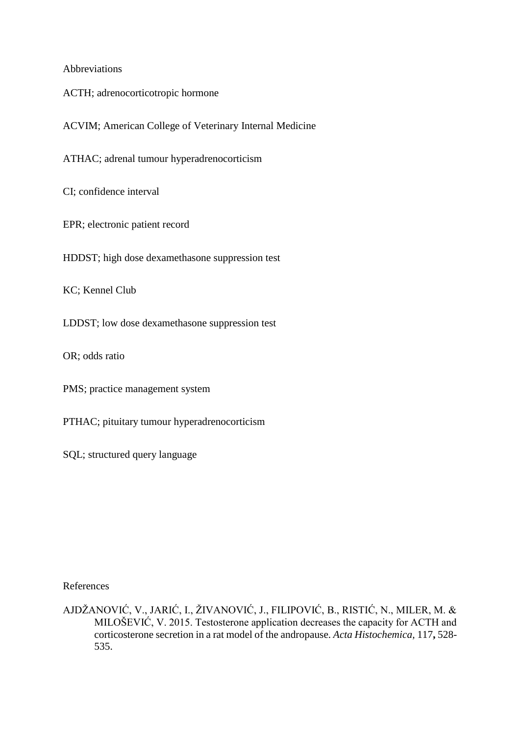## Abbreviations

ACTH; adrenocorticotropic hormone

ACVIM; American College of Veterinary Internal Medicine

ATHAC; adrenal tumour hyperadrenocorticism

CI; confidence interval

EPR; electronic patient record

HDDST; high dose dexamethasone suppression test

KC; Kennel Club

LDDST; low dose dexamethasone suppression test

OR; odds ratio

PMS; practice management system

PTHAC; pituitary tumour hyperadrenocorticism

SQL; structured query language

## References

AJDŽANOVIĆ, V., JARIĆ, I., ŽIVANOVIĆ, J., FILIPOVIĆ, B., RISTIĆ, N., MILER, M. & MILOŠEVIĆ, V. 2015. Testosterone application decreases the capacity for ACTH and corticosterone secretion in a rat model of the andropause. *Acta Histochemica,* 117**,** 528-535.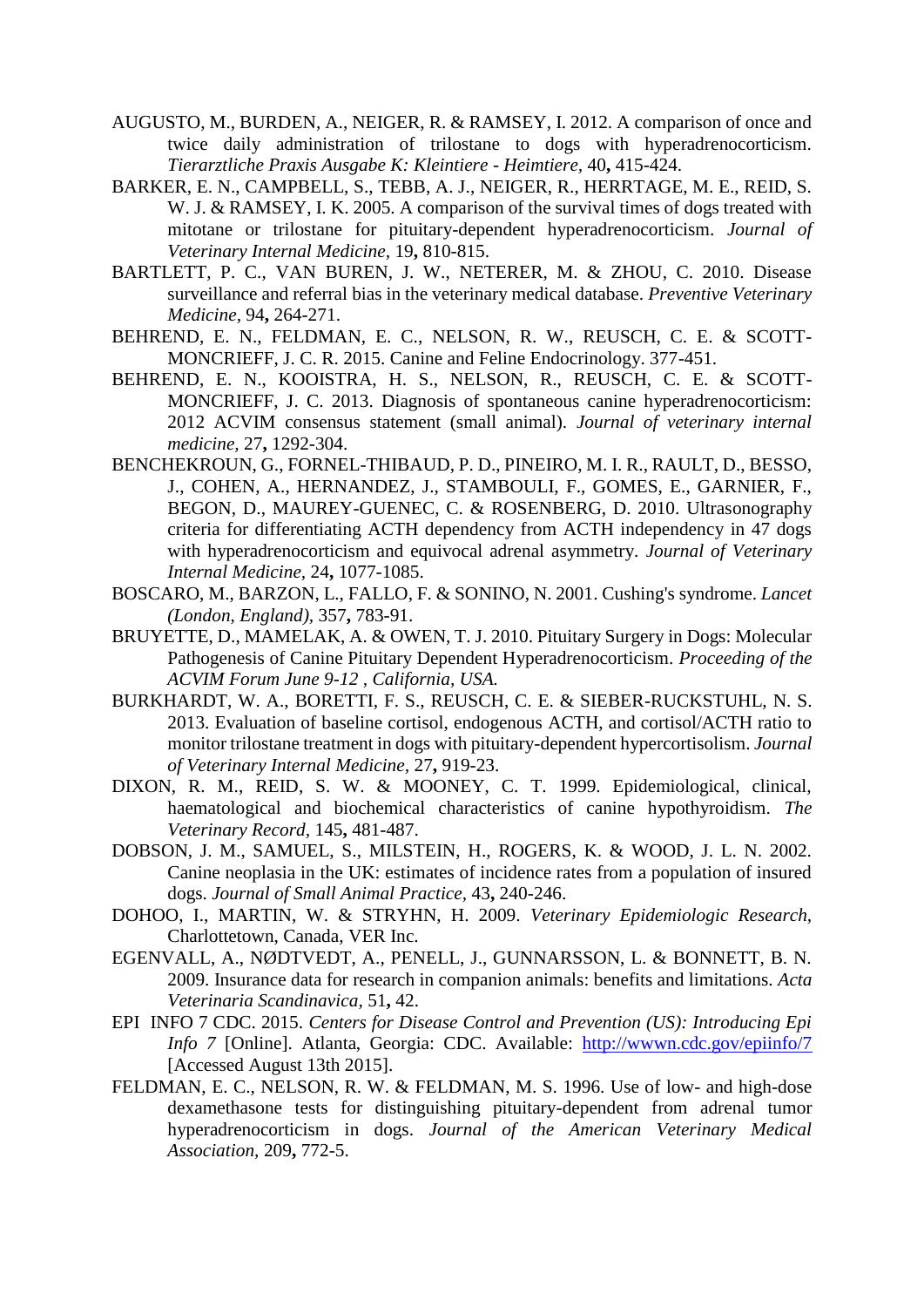AUGUSTO, M., BURDEN, A., NEIGER, R. & RAMSEY, I. 2012. A comparison of once and twice daily administration of trilostane to dogs with hyperadrenocorticism. *Tierarztliche Praxis Ausgabe K: Kleintiere - Heimtiere,* 40**,** 415-424.

BARKER, E. N., CAMPBELL, S., TEBB, A. J., NEIGER, R., HERRTAGE, M. E., REID, S. W. J. & RAMSEY, I. K. 2005. A comparison of the survival times of dogs treated with mitotane or trilostane for pituitary-dependent hyperadrenocorticism. *Journal of Veterinary Internal Medicine,* 19**,** 810-815.

BARTLETT, P. C., VAN BUREN, J. W., NETERER, M. & ZHOU, C. 2010. Disease surveillance and referral bias in the veterinary medical database. *Preventive Veterinary Medicine,* 94**,** 264-271.

BEHREND, E. N., FELDMAN, E. C., NELSON, R. W., REUSCH, C. E. & SCOTT-MONCRIEFF, J. C. R. 2015. Canine and Feline Endocrinology. 377-451.

BEHREND, E. N., KOOISTRA, H. S., NELSON, R., REUSCH, C. E. & SCOTT-MONCRIEFF, J. C. 2013. Diagnosis of spontaneous canine hyperadrenocorticism: 2012 ACVIM consensus statement (small animal). *Journal of veterinary internal medicine,* 27**,** 1292-304.

BENCHEKROUN, G., FORNEL-THIBAUD, P. D., PINEIRO, M. I. R., RAULT, D., BESSO, J., COHEN, A., HERNANDEZ, J., STAMBOULI, F., GOMES, E., GARNIER, F., BEGON, D., MAUREY-GUENEC, C. & ROSENBERG, D. 2010. Ultrasonography criteria for differentiating ACTH dependency from ACTH independency in 47 dogs with hyperadrenocorticism and equivocal adrenal asymmetry. *Journal of Veterinary Internal Medicine,* 24**,** 1077-1085.

BOSCARO, M., BARZON, L., FALLO, F. & SONINO, N. 2001. Cushing's syndrome. *Lancet (London, England),* 357**,** 783-91.

BRUYETTE, D., MAMELAK, A. & OWEN, T. J. 2010. Pituitary Surgery in Dogs: Molecular Pathogenesis of Canine Pituitary Dependent Hyperadrenocorticism. *Proceeding of the ACVIM Forum June 9-12 , California, USA.*

BURKHARDT, W. A., BORETTI, F. S., REUSCH, C. E. & SIEBER-RUCKSTUHL, N. S. 2013. Evaluation of baseline cortisol, endogenous ACTH, and cortisol/ACTH ratio to monitor trilostane treatment in dogs with pituitary-dependent hypercortisolism. *Journal of Veterinary Internal Medicine,* 27**,** 919-23.

DIXON, R. M., REID, S. W. & MOONEY, C. T. 1999. Epidemiological, clinical, haematological and biochemical characteristics of canine hypothyroidism. *The Veterinary Record,* 145**,** 481-487.

DOBSON, J. M., SAMUEL, S., MILSTEIN, H., ROGERS, K. & WOOD, J. L. N. 2002. Canine neoplasia in the UK: estimates of incidence rates from a population of insured dogs. *Journal of Small Animal Practice,* 43**,** 240-246.

DOHOO, I., MARTIN, W. & STRYHN, H. 2009. *Veterinary Epidemiologic Research,* Charlottetown, Canada, VER Inc.

EGENVALL, A., NØDTVEDT, A., PENELL, J., GUNNARSSON, L. & BONNETT, B. N. 2009. Insurance data for research in companion animals: benefits and limitations. *Acta Veterinaria Scandinavica,* 51**,** 42.

EPI INFO 7 CDC. 2015. *Centers for Disease Control and Prevention (US): Introducing Epi Info 7* [Online]. Atlanta, Georgia: CDC. Available: http://wwwn.cdc.gov/epiinfo/7 [Accessed August 13th 2015].

FELDMAN, E. C., NELSON, R. W. & FELDMAN, M. S. 1996. Use of low- and high-dose dexamethasone tests for distinguishing pituitary-dependent from adrenal tumor hyperadrenocorticism in dogs. *Journal of the American Veterinary Medical Association,* 209**,** 772-5.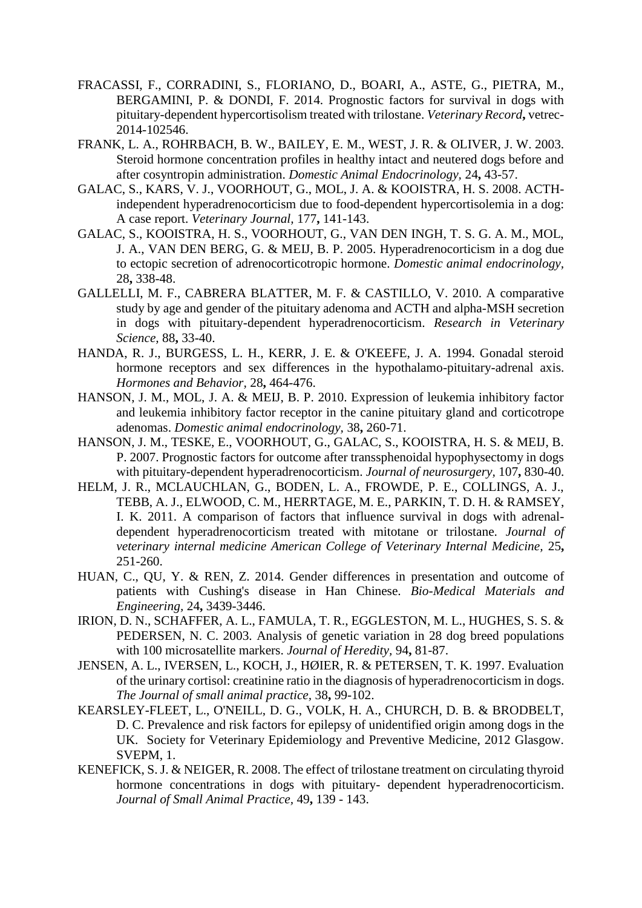FRACASSI, F., CORRADINI, S., FLORIANO, D., BOARI, A., ASTE, G., PIETRA, M., BERGAMINI, P. & DONDI, F. 2014. Prognostic factors for survival in dogs with pituitary-dependent hypercortisolism treated with trilostane. *Veterinary Record***,** vetrec-2014-102546.

FRANK, L. A., ROHRBACH, B. W., BAILEY, E. M., WEST, J. R. & OLIVER, J. W. 2003. Steroid hormone concentration profiles in healthy intact and neutered dogs before and after cosyntropin administration. *Domestic Animal Endocrinology,* 24**,** 43-57.

GALAC, S., KARS, V. J., VOORHOUT, G., MOL, J. A. & KOOISTRA, H. S. 2008. ACTH-independent hyperadrenocorticism due to food-dependent hypercortisolemia in a dog: A case report. *Veterinary Journal,* 177**,** 141-143.

GALAC, S., KOOISTRA, H. S., VOORHOUT, G., VAN DEN INGH, T. S. G. A. M., MOL, J. A., VAN DEN BERG, G. & MEIJ, B. P. 2005. Hyperadrenocorticism in a dog due to ectopic secretion of adrenocorticotropic hormone. *Domestic animal endocrinology,* 28**,** 338-48.

GALLELLI, M. F., CABRERA BLATTER, M. F. & CASTILLO, V. 2010. A comparative study by age and gender of the pituitary adenoma and ACTH and alpha-MSH secretion in dogs with pituitary-dependent hyperadrenocorticism. *Research in Veterinary Science,* 88**,** 33-40.

HANDA, R. J., BURGESS, L. H., KERR, J. E. & O'KEEFE, J. A. 1994. Gonadal steroid hormone receptors and sex differences in the hypothalamo-pituitary-adrenal axis. *Hormones and Behavior,* 28**,** 464-476.

HANSON, J. M., MOL, J. A. & MEIJ, B. P. 2010. Expression of leukemia inhibitory factor and leukemia inhibitory factor receptor in the canine pituitary gland and corticotrope adenomas. *Domestic animal endocrinology,* 38**,** 260-71.

HANSON, J. M., TESKE, E., VOORHOUT, G., GALAC, S., KOOISTRA, H. S. & MEIJ, B. P. 2007. Prognostic factors for outcome after transsphenoidal hypophysectomy in dogs with pituitary-dependent hyperadrenocorticism. *Journal of neurosurgery,* 107**,** 830-40.

HELM, J. R., MCLAUCHLAN, G., BODEN, L. A., FROWDE, P. E., COLLINGS, A. J., TEBB, A. J., ELWOOD, C. M., HERRTAGE, M. E., PARKIN, T. D. H. & RAMSEY, I. K. 2011. A comparison of factors that influence survival in dogs with adrenal-dependent hyperadrenocorticism treated with mitotane or trilostane. *Journal of veterinary internal medicine American College of Veterinary Internal Medicine,* 25**,** 251-260.

HUAN, C., QU, Y. & REN, Z. 2014. Gender differences in presentation and outcome of patients with Cushing's disease in Han Chinese. *Bio-Medical Materials and Engineering,* 24**,** 3439-3446.

IRION, D. N., SCHAFFER, A. L., FAMULA, T. R., EGGLESTON, M. L., HUGHES, S. S. & PEDERSEN, N. C. 2003. Analysis of genetic variation in 28 dog breed populations with 100 microsatellite markers. *Journal of Heredity,* 94**,** 81-87.

JENSEN, A. L., IVERSEN, L., KOCH, J., HØIER, R. & PETERSEN, T. K. 1997. Evaluation of the urinary cortisol: creatinine ratio in the diagnosis of hyperadrenocorticism in dogs. *The Journal of small animal practice,* 38**,** 99-102.

KEARSLEY-FLEET, L., O'NEILL, D. G., VOLK, H. A., CHURCH, D. B. & BRODBELT, D. C. Prevalence and risk factors for epilepsy of unidentified origin among dogs in the UK. Society for Veterinary Epidemiology and Preventive Medicine, 2012 Glasgow. SVEPM, 1.

KENEFICK, S. J. & NEIGER, R. 2008. The effect of trilostane treatment on circulating thyroid hormone concentrations in dogs with pituitary- dependent hyperadrenocorticism. *Journal of Small Animal Practice,* 49**,** 139 - 143.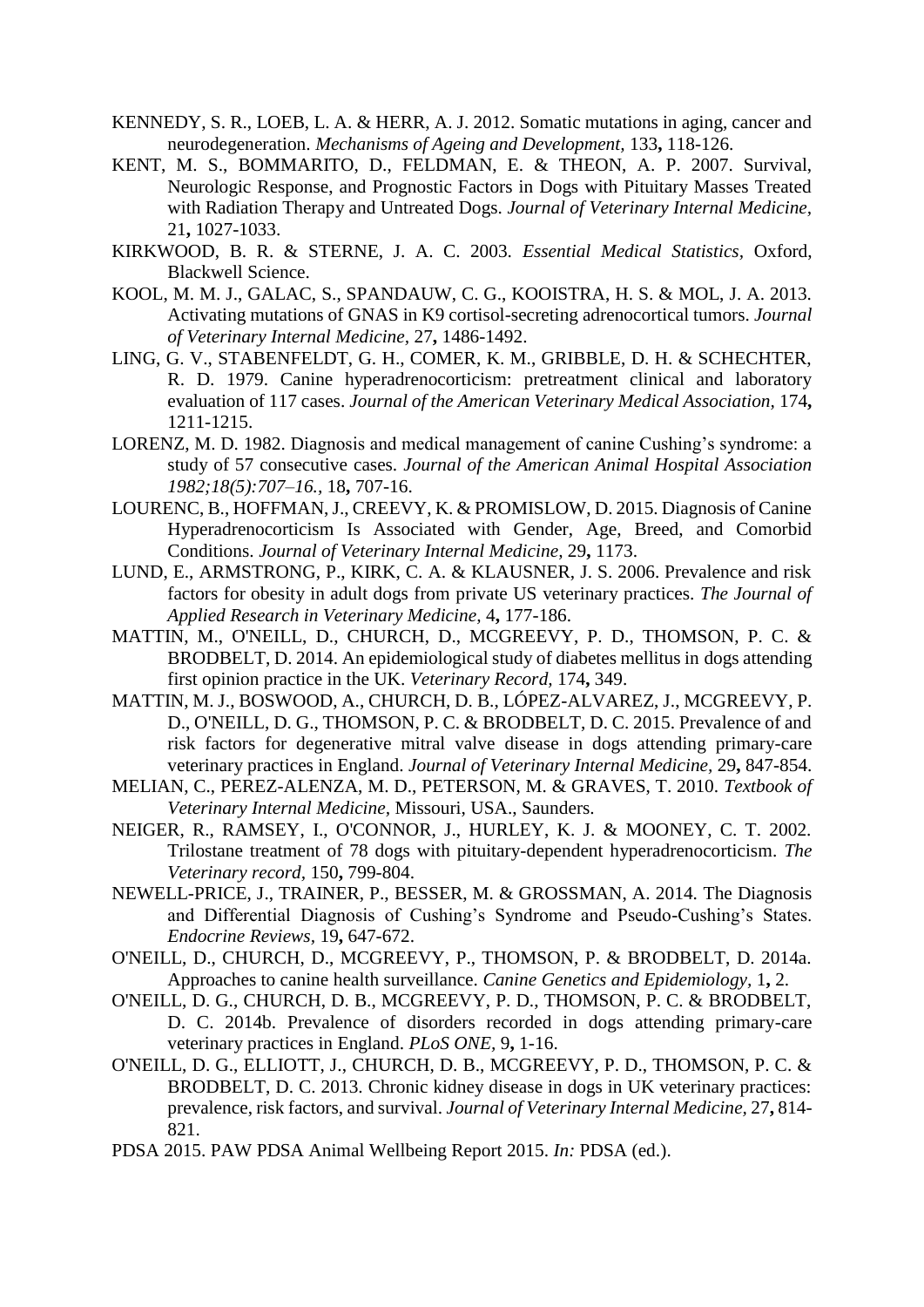KENNEDY, S. R., LOEB, L. A. & HERR, A. J. 2012. Somatic mutations in aging, cancer and neurodegeneration. *Mechanisms of Ageing and Development,* 133**,** 118-126.

KENT, M. S., BOMMARITO, D., FELDMAN, E. & THEON, A. P. 2007. Survival, Neurologic Response, and Prognostic Factors in Dogs with Pituitary Masses Treated with Radiation Therapy and Untreated Dogs. *Journal of Veterinary Internal Medicine,* 21**,** 1027-1033.

KIRKWOOD, B. R. & STERNE, J. A. C. 2003. *Essential Medical Statistics*, Oxford, Blackwell Science.

KOOL, M. M. J., GALAC, S., SPANDAUW, C. G., KOOISTRA, H. S. & MOL, J. A. 2013. Activating mutations of GNAS in K9 cortisol-secreting adrenocortical tumors. *Journal of Veterinary Internal Medicine,* 27**,** 1486-1492.

LING, G. V., STABENFELDT, G. H., COMER, K. M., GRIBBLE, D. H. & SCHECHTER, R. D. 1979. Canine hyperadrenocorticism: pretreatment clinical and laboratory evaluation of 117 cases. *Journal of the American Veterinary Medical Association,* 174**,** 1211-1215.

LORENZ, M. D. 1982. Diagnosis and medical management of canine Cushing's syndrome: a study of 57 consecutive cases. *Journal of the American Animal Hospital Association 1982;18(5):707–16.,* 18**,** 707-16.

LOURENC, B., HOFFMAN, J., CREEVY, K. & PROMISLOW, D. 2015. Diagnosis of Canine Hyperadrenocorticism Is Associated with Gender, Age, Breed, and Comorbid Conditions. *Journal of Veterinary Internal Medicine,* 29**,** 1173.

LUND, E., ARMSTRONG, P., KIRK, C. A. & KLAUSNER, J. S. 2006. Prevalence and risk factors for obesity in adult dogs from private US veterinary practices. *The Journal of Applied Research in Veterinary Medicine,* 4**,** 177-186.

MATTIN, M., O'NEILL, D., CHURCH, D., MCGREEVY, P. D., THOMSON, P. C. & BRODBELT, D. 2014. An epidemiological study of diabetes mellitus in dogs attending first opinion practice in the UK. *Veterinary Record,* 174**,** 349.

MATTIN, M. J., BOSWOOD, A., CHURCH, D. B., LÓPEZ-ALVAREZ, J., MCGREEVY, P. D., O'NEILL, D. G., THOMSON, P. C. & BRODBELT, D. C. 2015. Prevalence of and risk factors for degenerative mitral valve disease in dogs attending primary-care veterinary practices in England. *Journal of Veterinary Internal Medicine,* 29**,** 847-854.

MELIAN, C., PEREZ-ALENZA, M. D., PETERSON, M. & GRAVES, T. 2010. *Textbook of Veterinary Internal Medicine,* Missouri, USA., Saunders.

NEIGER, R., RAMSEY, I., O'CONNOR, J., HURLEY, K. J. & MOONEY, C. T. 2002. Trilostane treatment of 78 dogs with pituitary-dependent hyperadrenocorticism. *The Veterinary record,* 150**,** 799-804.

NEWELL-PRICE, J., TRAINER, P., BESSER, M. & GROSSMAN, A. 2014. The Diagnosis and Differential Diagnosis of Cushing's Syndrome and Pseudo-Cushing's States. *Endocrine Reviews,* 19**,** 647-672.

O'NEILL, D., CHURCH, D., MCGREEVY, P., THOMSON, P. & BRODBELT, D. 2014a. Approaches to canine health surveillance. *Canine Genetics and Epidemiology,* 1**,** 2.

O'NEILL, D. G., CHURCH, D. B., MCGREEVY, P. D., THOMSON, P. C. & BRODBELT, D. C. 2014b. Prevalence of disorders recorded in dogs attending primary-care veterinary practices in England. *PLoS ONE,* 9**,** 1-16.

O'NEILL, D. G., ELLIOTT, J., CHURCH, D. B., MCGREEVY, P. D., THOMSON, P. C. & BRODBELT, D. C. 2013. Chronic kidney disease in dogs in UK veterinary practices: prevalence, risk factors, and survival. *Journal of Veterinary Internal Medicine,* 27**,** 814-821.

PDSA 2015. PAW PDSA Animal Wellbeing Report 2015. *In:* PDSA (ed.).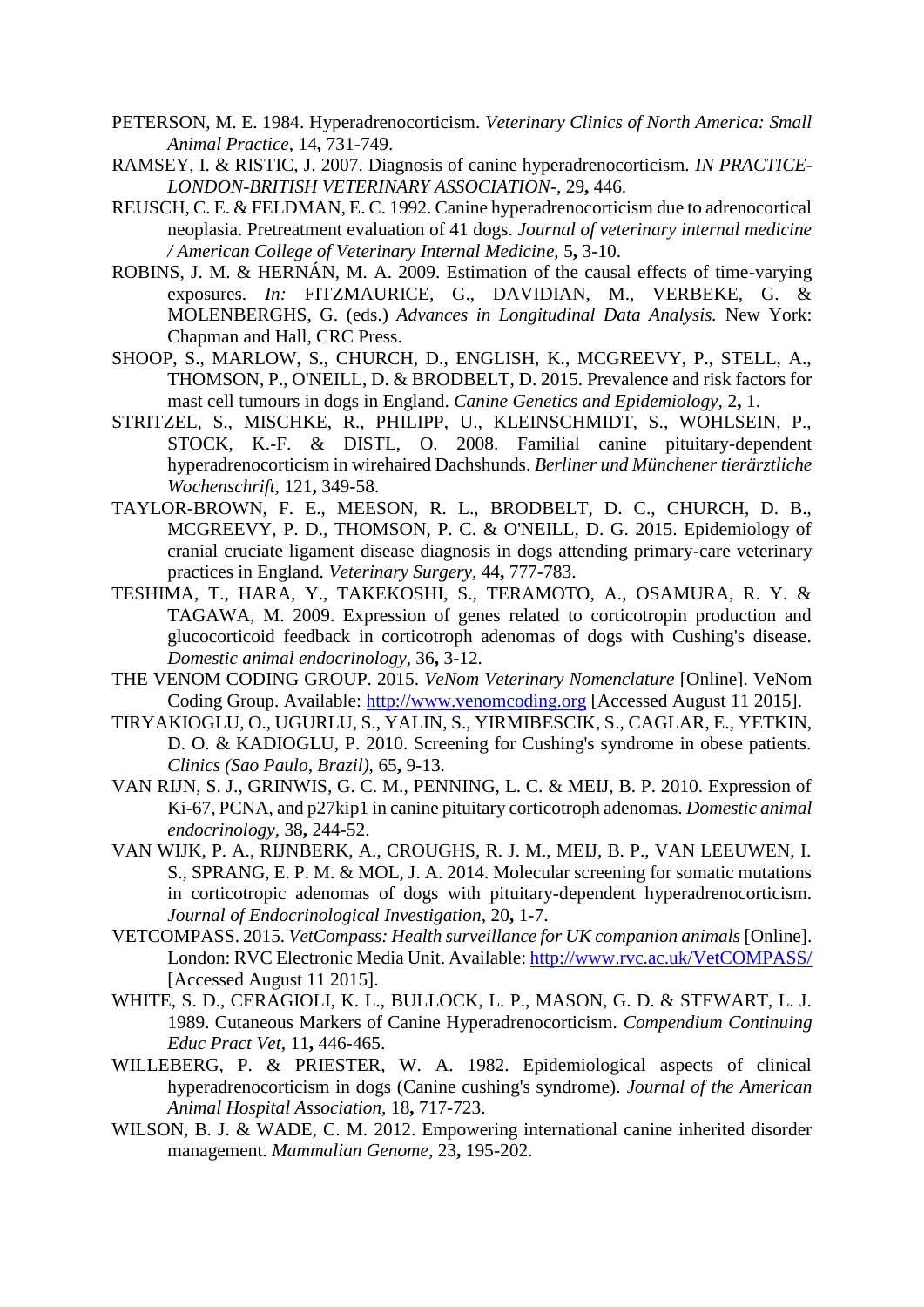PETERSON, M. E. 1984. Hyperadrenocorticism. *Veterinary Clinics of North America: Small Animal Practice,* 14**,** 731-749.

RAMSEY, I. & RISTIC, J. 2007. Diagnosis of canine hyperadrenocorticism. *IN PRACTICE-LONDON-BRITISH VETERINARY ASSOCIATION-,* 29**,** 446.

REUSCH, C. E. & FELDMAN, E. C. 1992. Canine hyperadrenocorticism due to adrenocortical neoplasia. Pretreatment evaluation of 41 dogs. *Journal of veterinary internal medicine / American College of Veterinary Internal Medicine,* 5**,** 3-10.

ROBINS, J. M. & HERNÁN, M. A. 2009. Estimation of the causal effects of time-varying exposures. *In:* FITZMAURICE, G., DAVIDIAN, M., VERBEKE, G. & MOLENBERGHS, G. (eds.) *Advances in Longitudinal Data Analysis.* New York: Chapman and Hall, CRC Press.

SHOOP, S., MARLOW, S., CHURCH, D., ENGLISH, K., MCGREEVY, P., STELL, A., THOMSON, P., O'NEILL, D. & BRODBELT, D. 2015. Prevalence and risk factors for mast cell tumours in dogs in England. *Canine Genetics and Epidemiology,* 2**,** 1.

STRITZEL, S., MISCHKE, R., PHILIPP, U., KLEINSCHMIDT, S., WOHLSEIN, P., STOCK, K.-F. & DISTL, O. 2008. Familial canine pituitary-dependent hyperadrenocorticism in wirehaired Dachshunds. *Berliner und Münchener tierärztliche Wochenschrift,* 121**,** 349-58.

TAYLOR-BROWN, F. E., MEESON, R. L., BRODBELT, D. C., CHURCH, D. B., MCGREEVY, P. D., THOMSON, P. C. & O'NEILL, D. G. 2015. Epidemiology of cranial cruciate ligament disease diagnosis in dogs attending primary-care veterinary practices in England. *Veterinary Surgery,* 44**,** 777-783.

TESHIMA, T., HARA, Y., TAKEKOSHI, S., TERAMOTO, A., OSAMURA, R. Y. & TAGAWA, M. 2009. Expression of genes related to corticotropin production and glucocorticoid feedback in corticotroph adenomas of dogs with Cushing's disease. *Domestic animal endocrinology,* 36**,** 3-12.

THE VENOM CODING GROUP. 2015. *VeNom Veterinary Nomenclature* [Online]. VeNom Coding Group. Available: http://www.venomcoding.org [Accessed August 11 2015].

TIRYAKIOGLU, O., UGURLU, S., YALIN, S., YIRMIBESCIK, S., CAGLAR, E., YETKIN, D. O. & KADIOGLU, P. 2010. Screening for Cushing's syndrome in obese patients. *Clinics (Sao Paulo, Brazil),* 65**,** 9-13.

VAN RIJN, S. J., GRINWIS, G. C. M., PENNING, L. C. & MEIJ, B. P. 2010. Expression of Ki-67, PCNA, and p27kip1 in canine pituitary corticotroph adenomas. *Domestic animal endocrinology,* 38**,** 244-52.

VAN WIJK, P. A., RIJNBERK, A., CROUGHS, R. J. M., MEIJ, B. P., VAN LEEUWEN, I. S., SPRANG, E. P. M. & MOL, J. A. 2014. Molecular screening for somatic mutations in corticotropic adenomas of dogs with pituitary-dependent hyperadrenocorticism. *Journal of Endocrinological Investigation,* 20**,** 1-7.

VETCOMPASS. 2015. *VetCompass: Health surveillance for UK companion animals* [Online]. London: RVC Electronic Media Unit. Available: http://www.rvc.ac.uk/VetCOMPASS/ [Accessed August 11 2015].

WHITE, S. D., CERAGIOLI, K. L., BULLOCK, L. P., MASON, G. D. & STEWART, L. J. 1989. Cutaneous Markers of Canine Hyperadrenocorticism. *Compendium Continuing Educ Pract Vet,* 11**,** 446-465.

WILLEBERG, P. & PRIESTER, W. A. 1982. Epidemiological aspects of clinical hyperadrenocorticism in dogs (Canine cushing's syndrome). *Journal of the American Animal Hospital Association,* 18**,** 717-723.

WILSON, B. J. & WADE, C. M. 2012. Empowering international canine inherited disorder management. *Mammalian Genome,* 23**,** 195-202.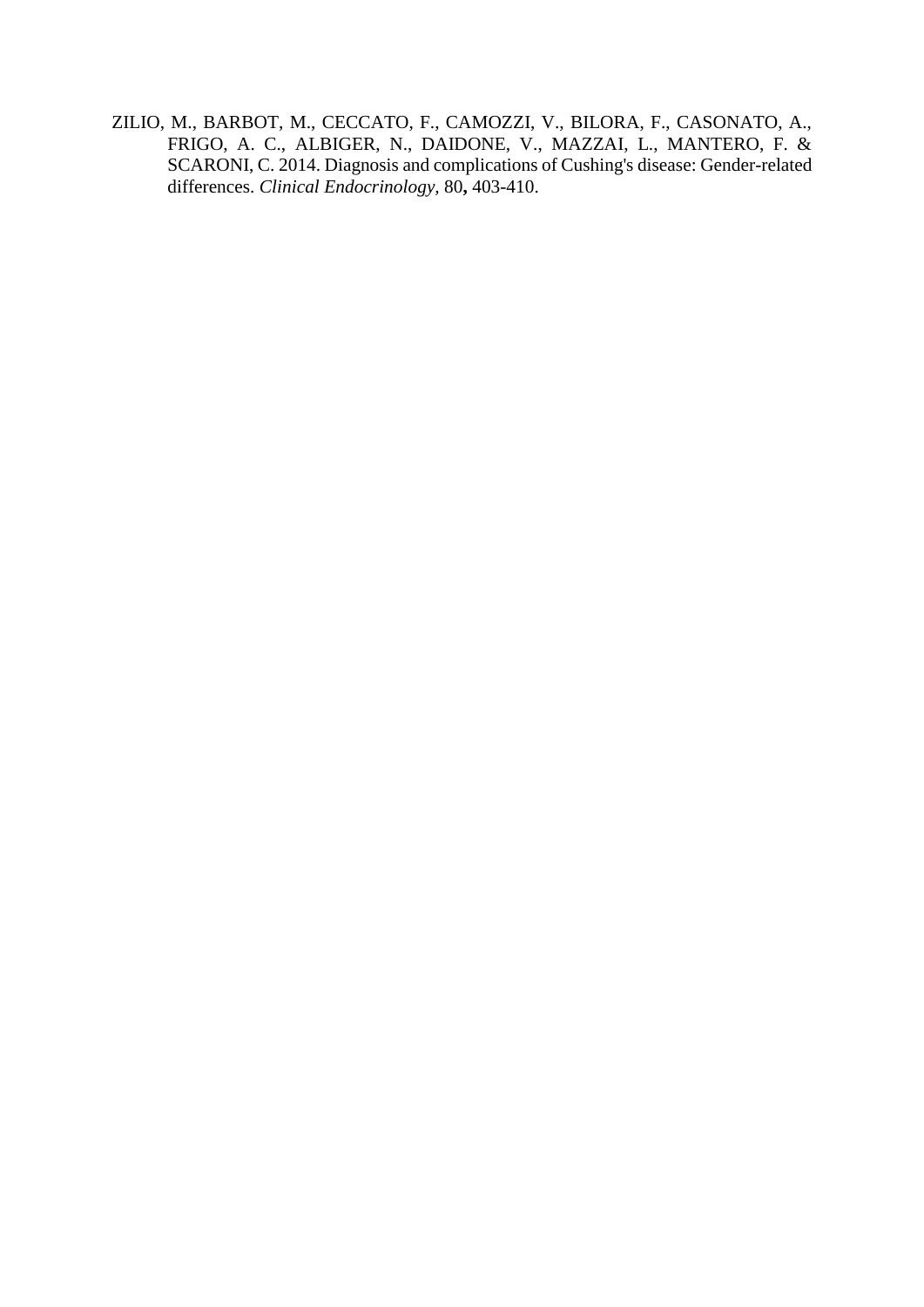ZILIO, M., BARBOT, M., CECCATO, F., CAMOZZI, V., BILORA, F., CASONATO, A., FRIGO, A. C., ALBIGER, N., DAIDONE, V., MAZZAI, L., MANTERO, F. & SCARONI, C. 2014. Diagnosis and complications of Cushing's disease: Gender-related differences. *Clinical Endocrinology*, 80**,** 403-410.